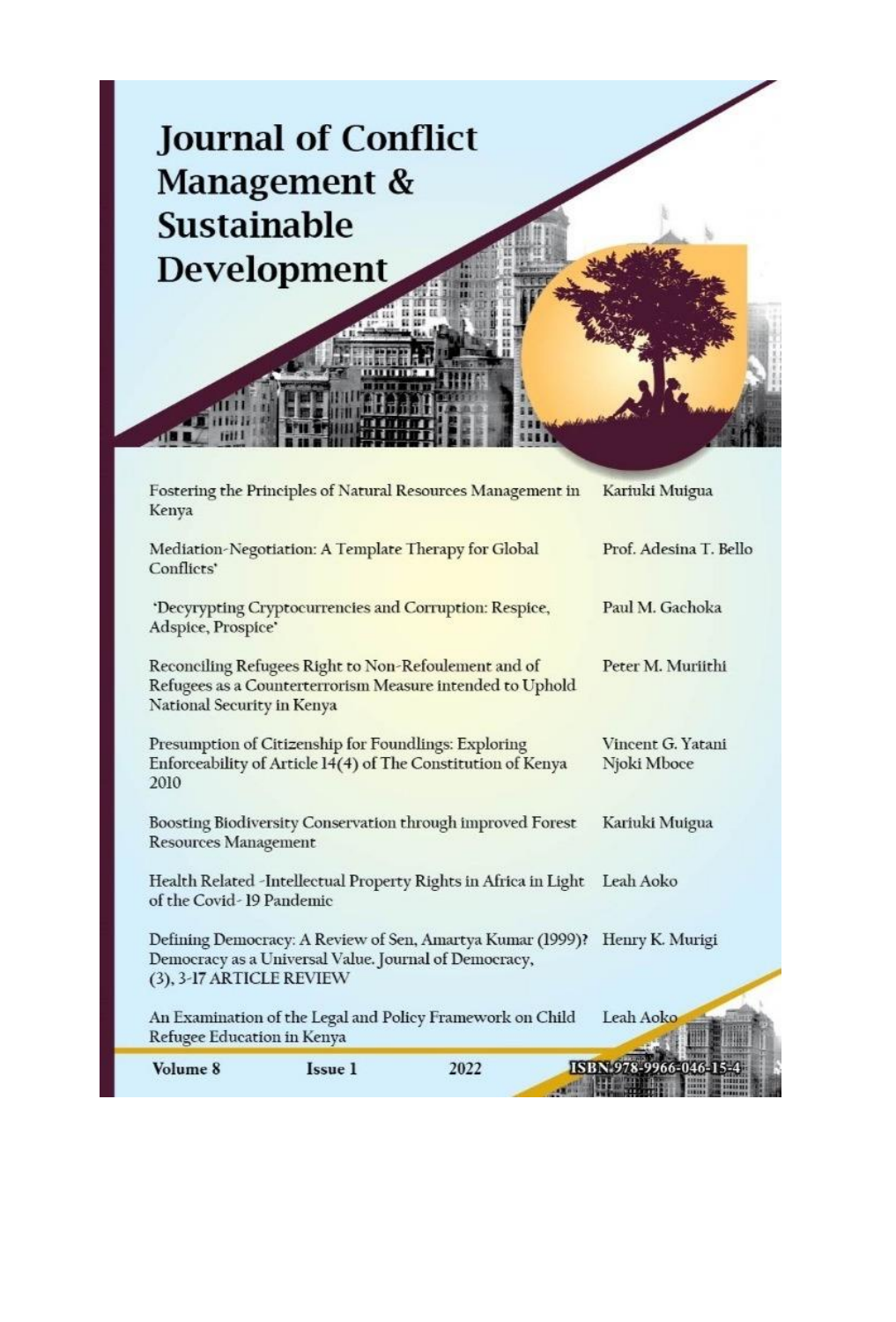# Journal of Conflict Management & Sustainable Development

| | |
|---|---|
| Fostering the Principles of Natural Resources Management in Kenya | Kariuki Muigua |
| Mediation-Negotiation: A Template Therapy for Global Conflicts' | Prof. Adesina T. Bello |
| 'Decyrypting Cryptocurrencies and Corruption: Respice, Adspice, Prospice' | Paul M. Gachoka |
| Reconciling Refugees Right to Non-Refoulement and of Refugees as a Counterterrorism Measure intended to Uphold National Security in Kenya | Peter M. Muriithi |
| Presumption of Citizenship for Foundlings: Exploring Enforceability of Article 14(4) of The Constitution of Kenya 2010 | Vincent G. Yatani<br>Njoki Mboce |
| Boosting Biodiversity Conservation through improved Forest Resources Management | Kariuki Muigua |
| Health Related -Intellectual Property Rights in Africa in Light of the Covid- 19 Pandemic | Leah Aoko |
| Defining Democracy: A Review of Sen, Amartya Kumar (1999)? Democracy as a Universal Value. Journal of Democracy, (3), 3-17 ARTICLE REVIEW | Henry K. Murigi |
| An Examination of the Legal and Policy Framework on Child Refugee Education in Kenya | Leah Aoko |

Volume 8 Issue 1 2022 ISBN 978-9966-046-15-4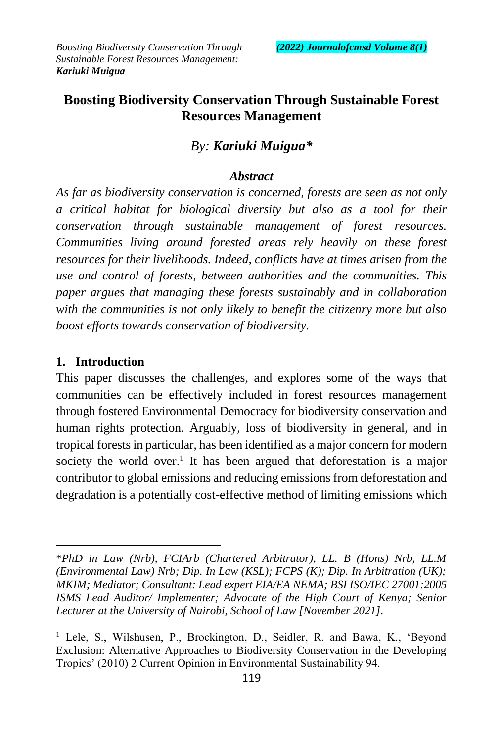# Boosting Biodiversity Conservation Through Sustainable Forest Resources Management

*By:* ***Kariuki Muigua****

***Abstract***

*As far as biodiversity conservation is concerned, forests are seen as not only a critical habitat for biological diversity but also as a tool for their conservation through sustainable management of forest resources. Communities living around forested areas rely heavily on these forest resources for their livelihoods. Indeed, conflicts have at times arisen from the use and control of forests, between authorities and the communities. This paper argues that managing these forests sustainably and in collaboration with the communities is not only likely to benefit the citizenry more but also boost efforts towards conservation of biodiversity.*

## 1. Introduction

This paper discusses the challenges, and explores some of the ways that communities can be effectively included in forest resources management through fostered Environmental Democracy for biodiversity conservation and human rights protection. Arguably, loss of biodiversity in general, and in tropical forests in particular, has been identified as a major concern for modern society the world over.[1] It has been argued that deforestation is a major contributor to global emissions and reducing emissions from deforestation and degradation is a potentially cost-effective method of limiting emissions which

---

**PhD in Law (Nrb), FCIArb (Chartered Arbitrator), LL. B (Hons) Nrb, LL.M (Environmental Law) Nrb; Dip. In Law (KSL); FCPS (K); Dip. In Arbitration (UK); MKIM; Mediator; Consultant: Lead expert EIA/EA NEMA; BSI ISO/IEC 27001:2005 ISMS Lead Auditor/ Implementer; Advocate of the High Court of Kenya; Senior Lecturer at the University of Nairobi, School of Law [November 2021].*

[1] Lele, S., Wilshusen, P., Brockington, D., Seidler, R. and Bawa, K., 'Beyond Exclusion: Alternative Approaches to Biodiversity Conservation in the Developing Tropics' (2010) 2 Current Opinion in Environmental Sustainability 94.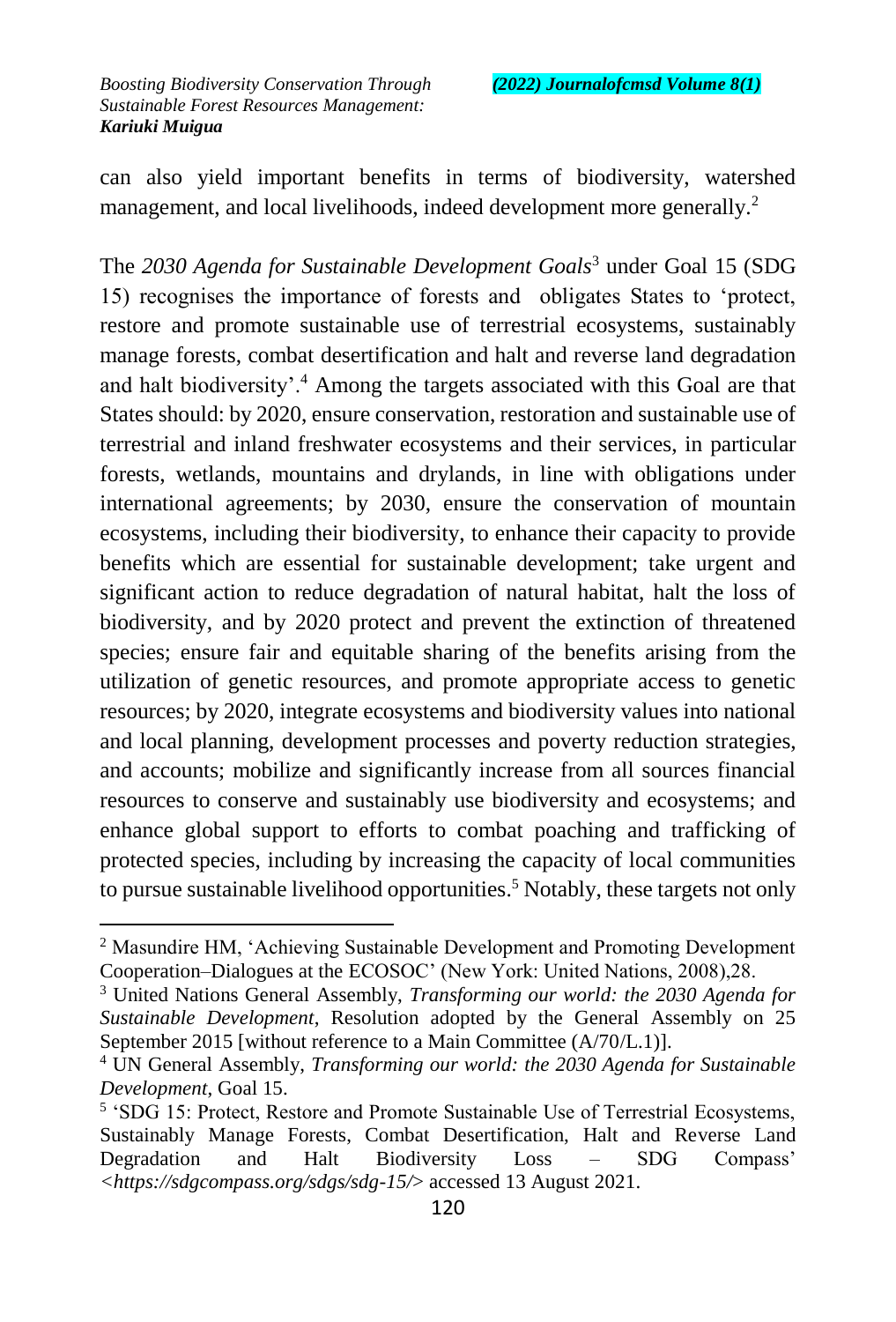can also yield important benefits in terms of biodiversity, watershed management, and local livelihoods, indeed development more generally.[2]

The *2030 Agenda for Sustainable Development Goals*[3] under Goal 15 (SDG 15) recognises the importance of forests and obligates States to 'protect, restore and promote sustainable use of terrestrial ecosystems, sustainably manage forests, combat desertification and halt and reverse land degradation and halt biodiversity'.[4] Among the targets associated with this Goal are that States should: by 2020, ensure conservation, restoration and sustainable use of terrestrial and inland freshwater ecosystems and their services, in particular forests, wetlands, mountains and drylands, in line with obligations under international agreements; by 2030, ensure the conservation of mountain ecosystems, including their biodiversity, to enhance their capacity to provide benefits which are essential for sustainable development; take urgent and significant action to reduce degradation of natural habitat, halt the loss of biodiversity, and by 2020 protect and prevent the extinction of threatened species; ensure fair and equitable sharing of the benefits arising from the utilization of genetic resources, and promote appropriate access to genetic resources; by 2020, integrate ecosystems and biodiversity values into national and local planning, development processes and poverty reduction strategies, and accounts; mobilize and significantly increase from all sources financial resources to conserve and sustainably use biodiversity and ecosystems; and enhance global support to efforts to combat poaching and trafficking of protected species, including by increasing the capacity of local communities to pursue sustainable livelihood opportunities.[5] Notably, these targets not only

---

[2] Masundire HM, 'Achieving Sustainable Development and Promoting Development Cooperation–Dialogues at the ECOSOC' (New York: United Nations, 2008),28.

[3] United Nations General Assembly, *Transforming our world: the 2030 Agenda for Sustainable Development,* Resolution adopted by the General Assembly on 25 September 2015 [without reference to a Main Committee (A/70/L.1)].

[4] UN General Assembly, *Transforming our world: the 2030 Agenda for Sustainable Development,* Goal 15.

[5] 'SDG 15: Protect, Restore and Promote Sustainable Use of Terrestrial Ecosystems, Sustainably Manage Forests, Combat Desertification, Halt and Reverse Land Degradation and Halt Biodiversity Loss – SDG Compass' *<https://sdgcompass.org/sdgs/sdg-15/>* accessed 13 August 2021.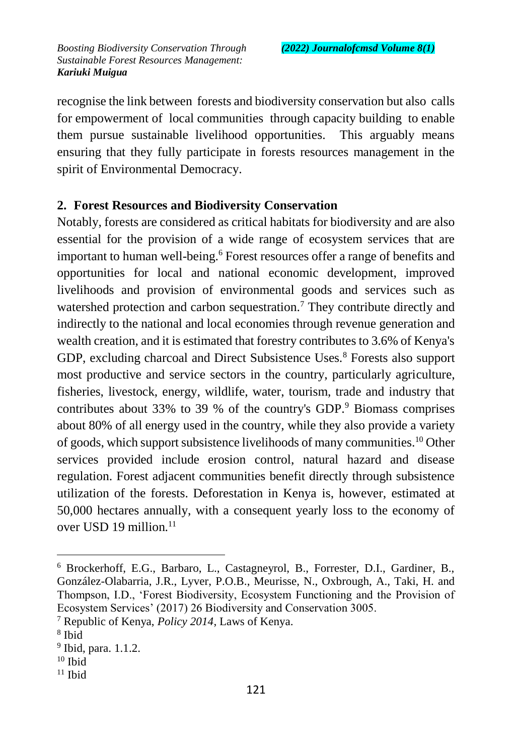recognise the link between forests and biodiversity conservation but also calls for empowerment of local communities through capacity building to enable them pursue sustainable livelihood opportunities. This arguably means ensuring that they fully participate in forests resources management in the spirit of Environmental Democracy.

## 2. Forest Resources and Biodiversity Conservation

Notably, forests are considered as critical habitats for biodiversity and are also essential for the provision of a wide range of ecosystem services that are important to human well-being.[6] Forest resources offer a range of benefits and opportunities for local and national economic development, improved livelihoods and provision of environmental goods and services such as watershed protection and carbon sequestration.[7] They contribute directly and indirectly to the national and local economies through revenue generation and wealth creation, and it is estimated that forestry contributes to 3.6% of Kenya's GDP, excluding charcoal and Direct Subsistence Uses.[8] Forests also support most productive and service sectors in the country, particularly agriculture, fisheries, livestock, energy, wildlife, water, tourism, trade and industry that contributes about 33% to 39 % of the country's GDP.[9] Biomass comprises about 80% of all energy used in the country, while they also provide a variety of goods, which support subsistence livelihoods of many communities.[10] Other services provided include erosion control, natural hazard and disease regulation. Forest adjacent communities benefit directly through subsistence utilization of the forests. Deforestation in Kenya is, however, estimated at 50,000 hectares annually, with a consequent yearly loss to the economy of over USD 19 million.[11]

---

[6] Brockerhoff, E.G., Barbaro, L., Castagneyrol, B., Forrester, D.I., Gardiner, B., González-Olabarria, J.R., Lyver, P.O.B., Meurisse, N., Oxbrough, A., Taki, H. and Thompson, I.D., 'Forest Biodiversity, Ecosystem Functioning and the Provision of Ecosystem Services' (2017) 26 Biodiversity and Conservation 3005.

[7] Republic of Kenya, *Policy 2014*, Laws of Kenya.

[8] Ibid

[9] Ibid, para. 1.1.2.

[10] Ibid

[11] Ibid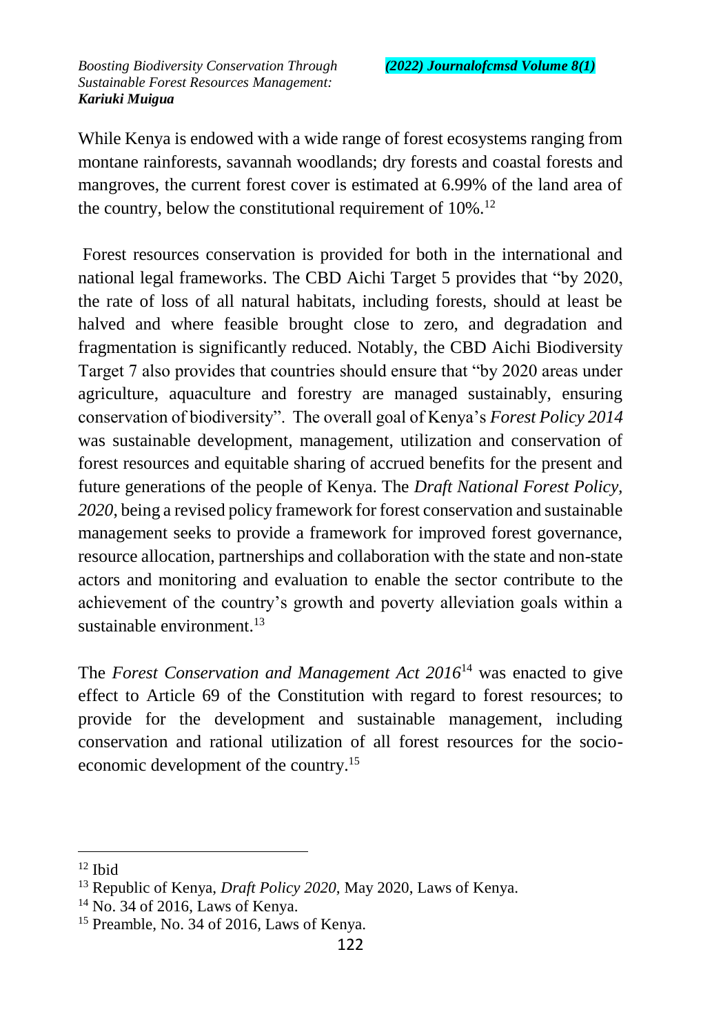While Kenya is endowed with a wide range of forest ecosystems ranging from montane rainforests, savannah woodlands; dry forests and coastal forests and mangroves, the current forest cover is estimated at 6.99% of the land area of the country, below the constitutional requirement of 10%.[12]

Forest resources conservation is provided for both in the international and national legal frameworks. The CBD Aichi Target 5 provides that "by 2020, the rate of loss of all natural habitats, including forests, should at least be halved and where feasible brought close to zero, and degradation and fragmentation is significantly reduced. Notably, the CBD Aichi Biodiversity Target 7 also provides that countries should ensure that "by 2020 areas under agriculture, aquaculture and forestry are managed sustainably, ensuring conservation of biodiversity". The overall goal of Kenya's *Forest Policy 2014* was sustainable development, management, utilization and conservation of forest resources and equitable sharing of accrued benefits for the present and future generations of the people of Kenya. The *Draft National Forest Policy, 2020,* being a revised policy framework for forest conservation and sustainable management seeks to provide a framework for improved forest governance, resource allocation, partnerships and collaboration with the state and non-state actors and monitoring and evaluation to enable the sector contribute to the achievement of the country's growth and poverty alleviation goals within a sustainable environment.[13]

The *Forest Conservation and Management Act 2016*[14] was enacted to give effect to Article 69 of the Constitution with regard to forest resources; to provide for the development and sustainable management, including conservation and rational utilization of all forest resources for the socio-economic development of the country.[15]

---

[12] Ibid

[13] Republic of Kenya, *Draft Policy 2020*, May 2020, Laws of Kenya.

[14] No. 34 of 2016, Laws of Kenya.

[15] Preamble, No. 34 of 2016, Laws of Kenya.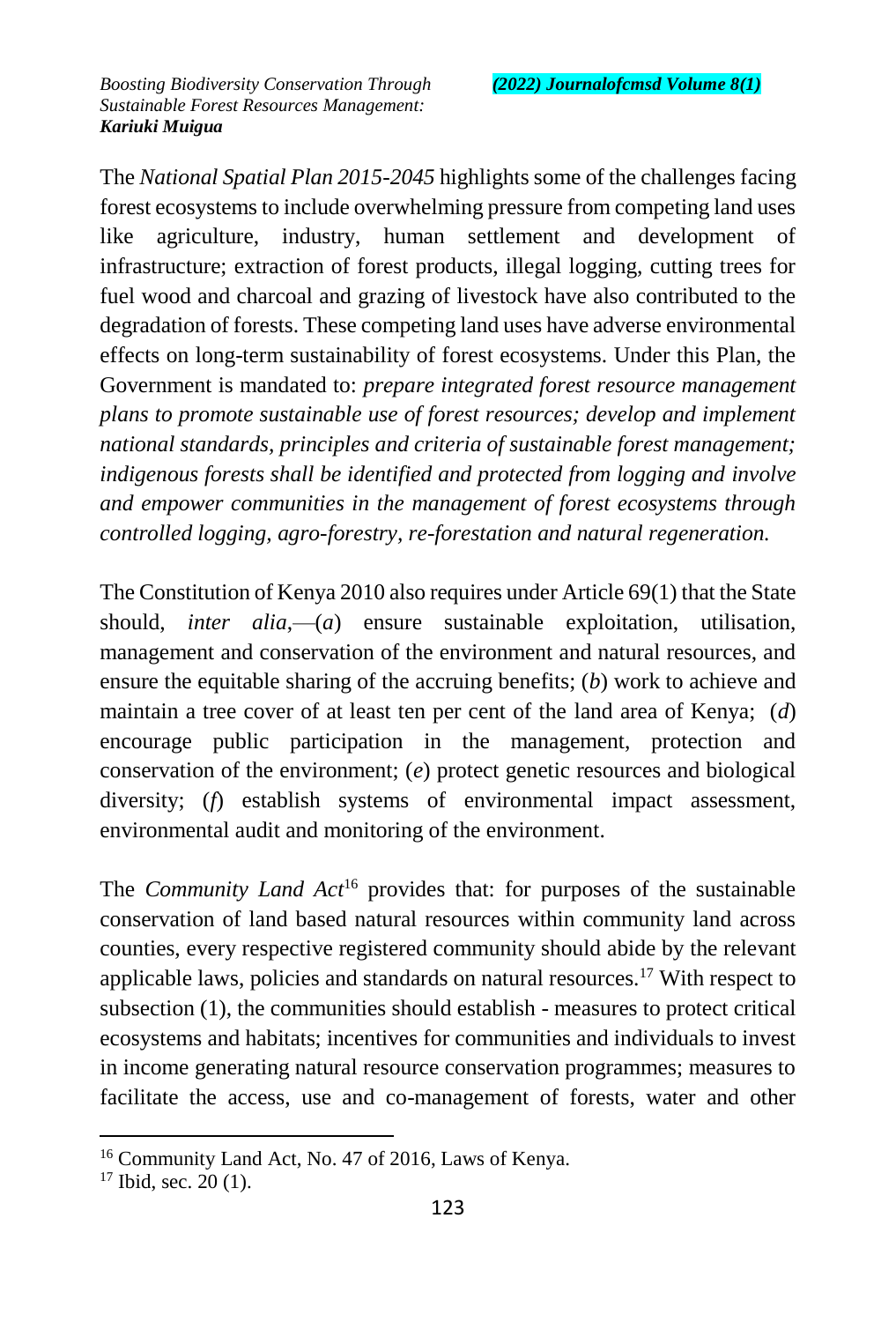The *National Spatial Plan 2015-2045* highlights some of the challenges facing forest ecosystems to include overwhelming pressure from competing land uses like agriculture, industry, human settlement and development of infrastructure; extraction of forest products, illegal logging, cutting trees for fuel wood and charcoal and grazing of livestock have also contributed to the degradation of forests. These competing land uses have adverse environmental effects on long-term sustainability of forest ecosystems. Under this Plan, the Government is mandated to: *prepare integrated forest resource management plans to promote sustainable use of forest resources; develop and implement national standards, principles and criteria of sustainable forest management; indigenous forests shall be identified and protected from logging and involve and empower communities in the management of forest ecosystems through controlled logging, agro-forestry, re-forestation and natural regeneration.*

The Constitution of Kenya 2010 also requires under Article 69(1) that the State should, *inter alia*,—(*a*) ensure sustainable exploitation, utilisation, management and conservation of the environment and natural resources, and ensure the equitable sharing of the accruing benefits; (*b*) work to achieve and maintain a tree cover of at least ten per cent of the land area of Kenya; (*d*) encourage public participation in the management, protection and conservation of the environment; (*e*) protect genetic resources and biological diversity; (*f*) establish systems of environmental impact assessment, environmental audit and monitoring of the environment.

The *Community Land Act*[16] provides that: for purposes of the sustainable conservation of land based natural resources within community land across counties, every respective registered community should abide by the relevant applicable laws, policies and standards on natural resources.[17] With respect to subsection (1), the communities should establish - measures to protect critical ecosystems and habitats; incentives for communities and individuals to invest in income generating natural resource conservation programmes; measures to facilitate the access, use and co-management of forests, water and other

[16] Community Land Act, No. 47 of 2016, Laws of Kenya.

[17] Ibid, sec. 20 (1).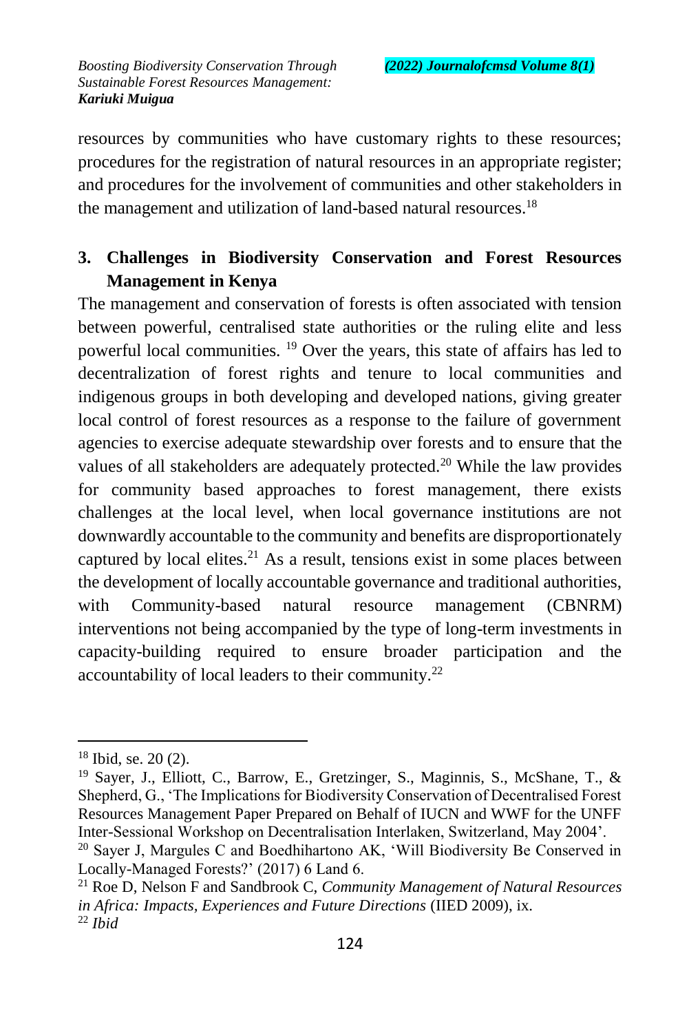resources by communities who have customary rights to these resources; procedures for the registration of natural resources in an appropriate register; and procedures for the involvement of communities and other stakeholders in the management and utilization of land-based natural resources.[18]

## 3. Challenges in Biodiversity Conservation and Forest Resources Management in Kenya

The management and conservation of forests is often associated with tension between powerful, centralised state authorities or the ruling elite and less powerful local communities. [19] Over the years, this state of affairs has led to decentralization of forest rights and tenure to local communities and indigenous groups in both developing and developed nations, giving greater local control of forest resources as a response to the failure of government agencies to exercise adequate stewardship over forests and to ensure that the values of all stakeholders are adequately protected.[20] While the law provides for community based approaches to forest management, there exists challenges at the local level, when local governance institutions are not downwardly accountable to the community and benefits are disproportionately captured by local elites.[21] As a result, tensions exist in some places between the development of locally accountable governance and traditional authorities, with Community-based natural resource management (CBNRM) interventions not being accompanied by the type of long-term investments in capacity-building required to ensure broader participation and the accountability of local leaders to their community.[22]

---

[18] Ibid, se. 20 (2).

[19] Sayer, J., Elliott, C., Barrow, E., Gretzinger, S., Maginnis, S., McShane, T., & Shepherd, G., 'The Implications for Biodiversity Conservation of Decentralised Forest Resources Management Paper Prepared on Behalf of IUCN and WWF for the UNFF Inter-Sessional Workshop on Decentralisation Interlaken, Switzerland, May 2004'.

[20] Sayer J, Margules C and Boedhihartono AK, 'Will Biodiversity Be Conserved in Locally-Managed Forests?' (2017) 6 Land 6.

[21] Roe D, Nelson F and Sandbrook C, *Community Management of Natural Resources in Africa: Impacts, Experiences and Future Directions* (IIED 2009), ix.

[22] *Ibid*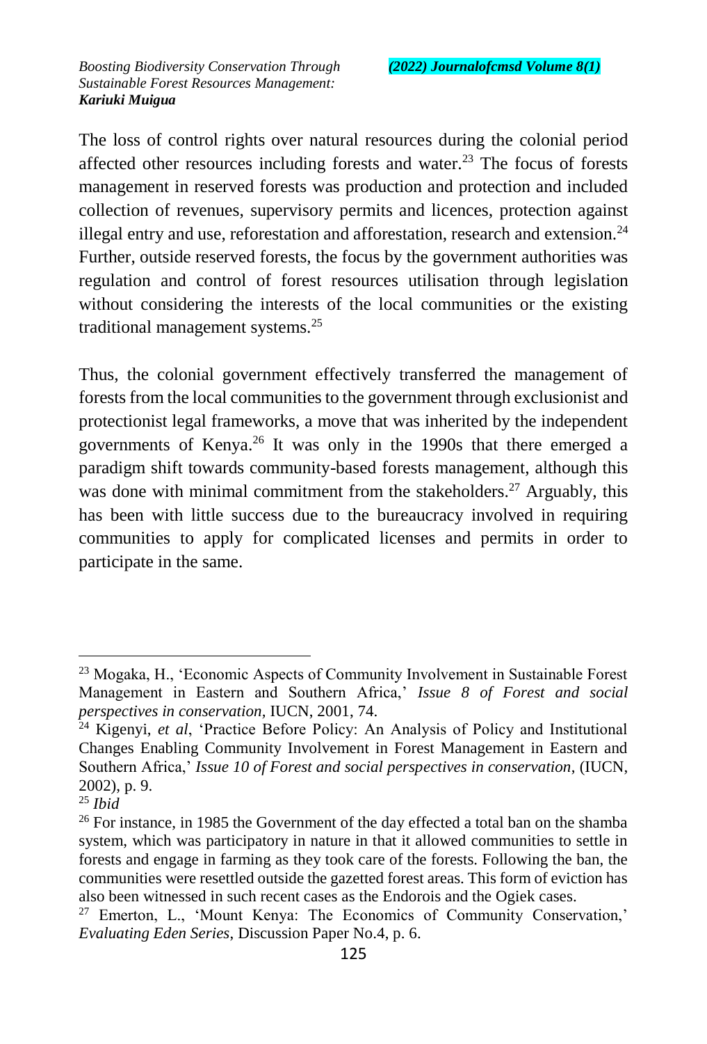The loss of control rights over natural resources during the colonial period affected other resources including forests and water.[23] The focus of forests management in reserved forests was production and protection and included collection of revenues, supervisory permits and licences, protection against illegal entry and use, reforestation and afforestation, research and extension.[24] Further, outside reserved forests, the focus by the government authorities was regulation and control of forest resources utilisation through legislation without considering the interests of the local communities or the existing traditional management systems.[25]

Thus, the colonial government effectively transferred the management of forests from the local communities to the government through exclusionist and protectionist legal frameworks, a move that was inherited by the independent governments of Kenya.[26] It was only in the 1990s that there emerged a paradigm shift towards community-based forests management, although this was done with minimal commitment from the stakeholders.[27] Arguably, this has been with little success due to the bureaucracy involved in requiring communities to apply for complicated licenses and permits in order to participate in the same.

---

[23] Mogaka, H., 'Economic Aspects of Community Involvement in Sustainable Forest Management in Eastern and Southern Africa,' *Issue 8 of Forest and social perspectives in conservation*, IUCN, 2001, 74.

[24] Kigenyi, *et al*, 'Practice Before Policy: An Analysis of Policy and Institutional Changes Enabling Community Involvement in Forest Management in Eastern and Southern Africa,' *Issue 10 of Forest and social perspectives in conservation*, (IUCN, 2002), p. 9.

[25] *Ibid*

[26] For instance, in 1985 the Government of the day effected a total ban on the shamba system, which was participatory in nature in that it allowed communities to settle in forests and engage in farming as they took care of the forests. Following the ban, the communities were resettled outside the gazetted forest areas. This form of eviction has also been witnessed in such recent cases as the Endorois and the Ogiek cases.

[27] Emerton, L., 'Mount Kenya: The Economics of Community Conservation,' *Evaluating Eden Series*, Discussion Paper No.4, p. 6.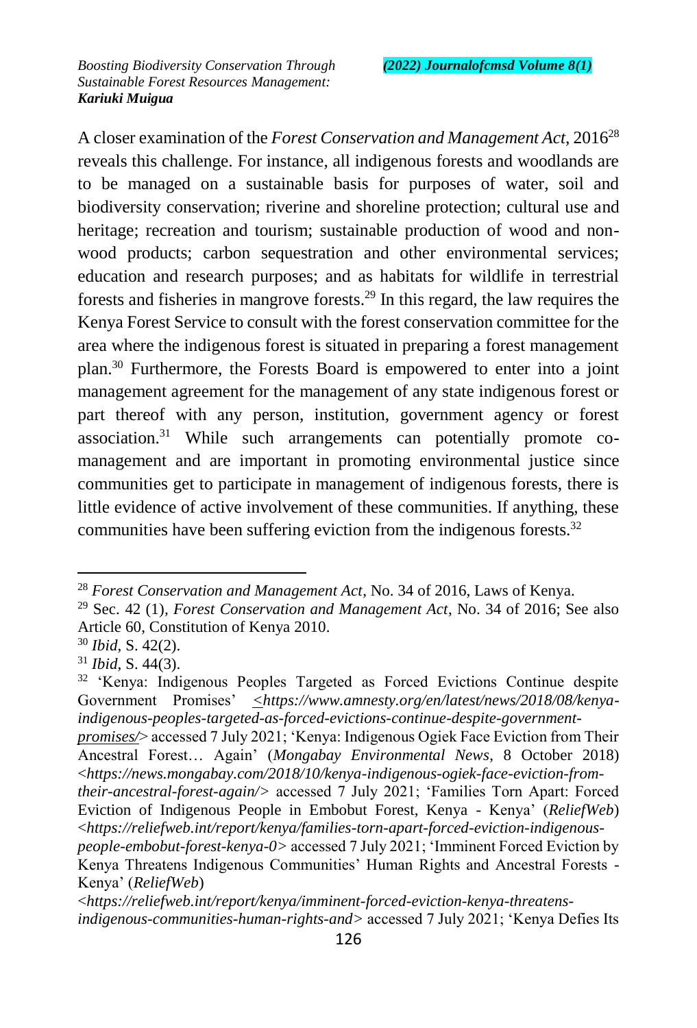A closer examination of the *Forest Conservation and Management Act*, 2016[28] reveals this challenge. For instance, all indigenous forests and woodlands are to be managed on a sustainable basis for purposes of water, soil and biodiversity conservation; riverine and shoreline protection; cultural use and heritage; recreation and tourism; sustainable production of wood and non-wood products; carbon sequestration and other environmental services; education and research purposes; and as habitats for wildlife in terrestrial forests and fisheries in mangrove forests.[29] In this regard, the law requires the Kenya Forest Service to consult with the forest conservation committee for the area where the indigenous forest is situated in preparing a forest management plan.[30] Furthermore, the Forests Board is empowered to enter into a joint management agreement for the management of any state indigenous forest or part thereof with any person, institution, government agency or forest association.[31] While such arrangements can potentially promote co-management and are important in promoting environmental justice since communities get to participate in management of indigenous forests, there is little evidence of active involvement of these communities. If anything, these communities have been suffering eviction from the indigenous forests.[32]

---

[28] *Forest Conservation and Management Act*, No. 34 of 2016, Laws of Kenya.

[29] Sec. 42 (1), *Forest Conservation and Management Act*, No. 34 of 2016; See also Article 60, Constitution of Kenya 2010.

[30] *Ibid*, S. 42(2).

[31] *Ibid*, S. 44(3).

[32] 'Kenya: Indigenous Peoples Targeted as Forced Evictions Continue despite Government Promises' *<https://www.amnesty.org/en/latest/news/2018/08/kenya-indigenous-peoples-targeted-as-forced-evictions-continue-despite-government-promises/>* accessed 7 July 2021; 'Kenya: Indigenous Ogiek Face Eviction from Their Ancestral Forest… Again' (*Mongabay Environmental News*, 8 October 2018) <*https://news.mongabay.com/2018/10/kenya-indigenous-ogiek-face-eviction-from-their-ancestral-forest-again/*> accessed 7 July 2021; 'Families Torn Apart: Forced Eviction of Indigenous People in Embobut Forest, Kenya - Kenya' (*ReliefWeb*) <*https://reliefweb.int/report/kenya/families-torn-apart-forced-eviction-indigenous-people-embobut-forest-kenya-0*> accessed 7 July 2021; 'Imminent Forced Eviction by Kenya Threatens Indigenous Communities' Human Rights and Ancestral Forests - Kenya' (*ReliefWeb*) <*https://reliefweb.int/report/kenya/imminent-forced-eviction-kenya-threatens-indigenous-communities-human-rights-and*> accessed 7 July 2021; 'Kenya Defies Its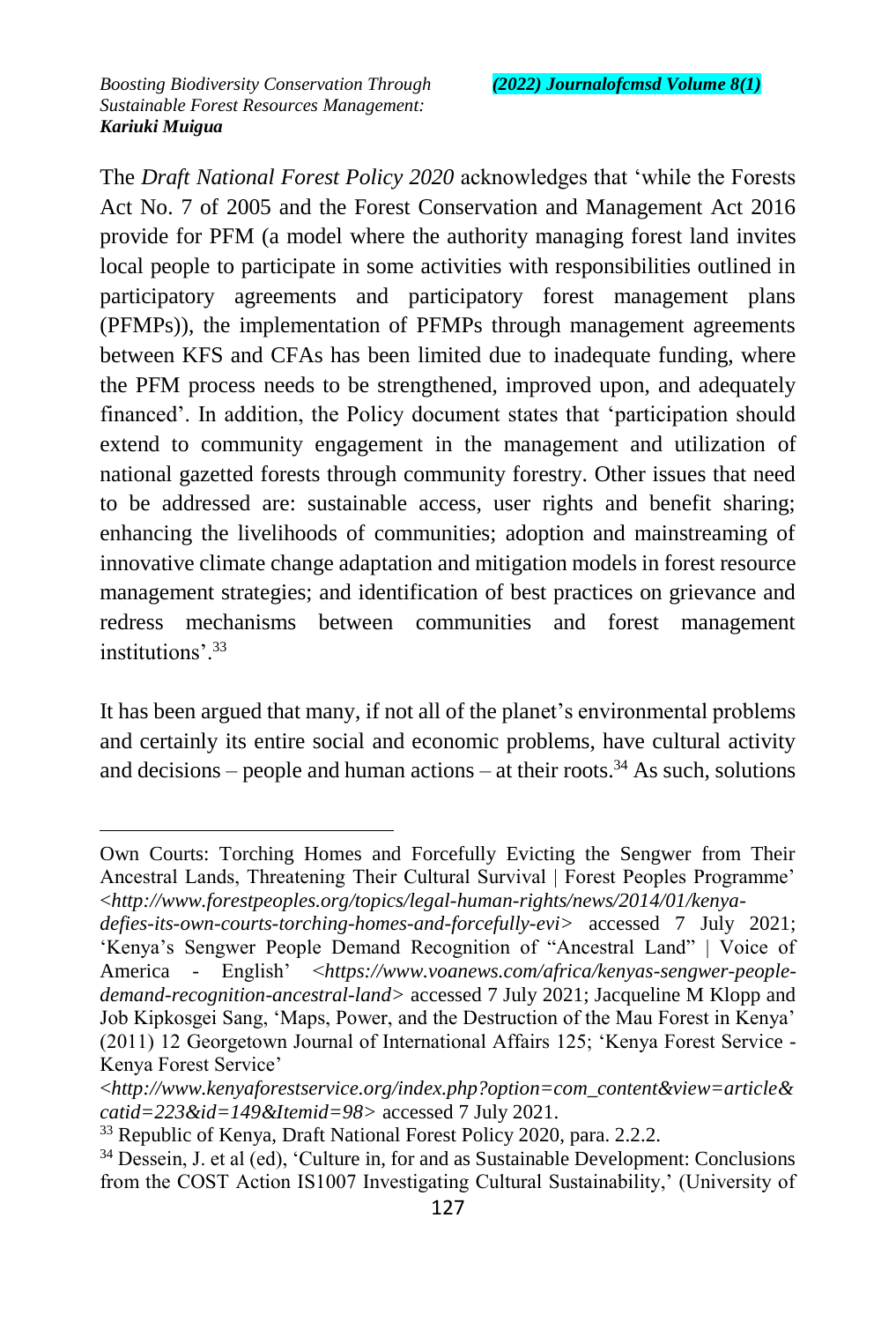The *Draft National Forest Policy 2020* acknowledges that 'while the Forests Act No. 7 of 2005 and the Forest Conservation and Management Act 2016 provide for PFM (a model where the authority managing forest land invites local people to participate in some activities with responsibilities outlined in participatory agreements and participatory forest management plans (PFMPs)), the implementation of PFMPs through management agreements between KFS and CFAs has been limited due to inadequate funding, where the PFM process needs to be strengthened, improved upon, and adequately financed'. In addition, the Policy document states that 'participation should extend to community engagement in the management and utilization of national gazetted forests through community forestry. Other issues that need to be addressed are: sustainable access, user rights and benefit sharing; enhancing the livelihoods of communities; adoption and mainstreaming of innovative climate change adaptation and mitigation models in forest resource management strategies; and identification of best practices on grievance and redress mechanisms between communities and forest management institutions'.[33]

It has been argued that many, if not all of the planet's environmental problems and certainly its entire social and economic problems, have cultural activity and decisions – people and human actions – at their roots.[34] As such, solutions

---

Own Courts: Torching Homes and Forcefully Evicting the Sengwer from Their Ancestral Lands, Threatening Their Cultural Survival | Forest Peoples Programme' <*http://www.forestpeoples.org/topics/legal-human-rights/news/2014/01/kenya-defies-its-own-courts-torching-homes-and-forcefully-evi*> accessed 7 July 2021; 'Kenya's Sengwer People Demand Recognition of "Ancestral Land" | Voice of America - English' <*https://www.voanews.com/africa/kenyas-sengwer-people-demand-recognition-ancestral-land*> accessed 7 July 2021; Jacqueline M Klopp and Job Kipkosgei Sang, 'Maps, Power, and the Destruction of the Mau Forest in Kenya' (2011) 12 Georgetown Journal of International Affairs 125; 'Kenya Forest Service - Kenya Forest Service' <*http://www.kenyaforestservice.org/index.php?option=com_content&view=article&catid=223&id=149&Itemid=98*> accessed 7 July 2021.

[33] Republic of Kenya, Draft National Forest Policy 2020, para. 2.2.2.

[34] Dessein, J. et al (ed), 'Culture in, for and as Sustainable Development: Conclusions from the COST Action IS1007 Investigating Cultural Sustainability,' (University of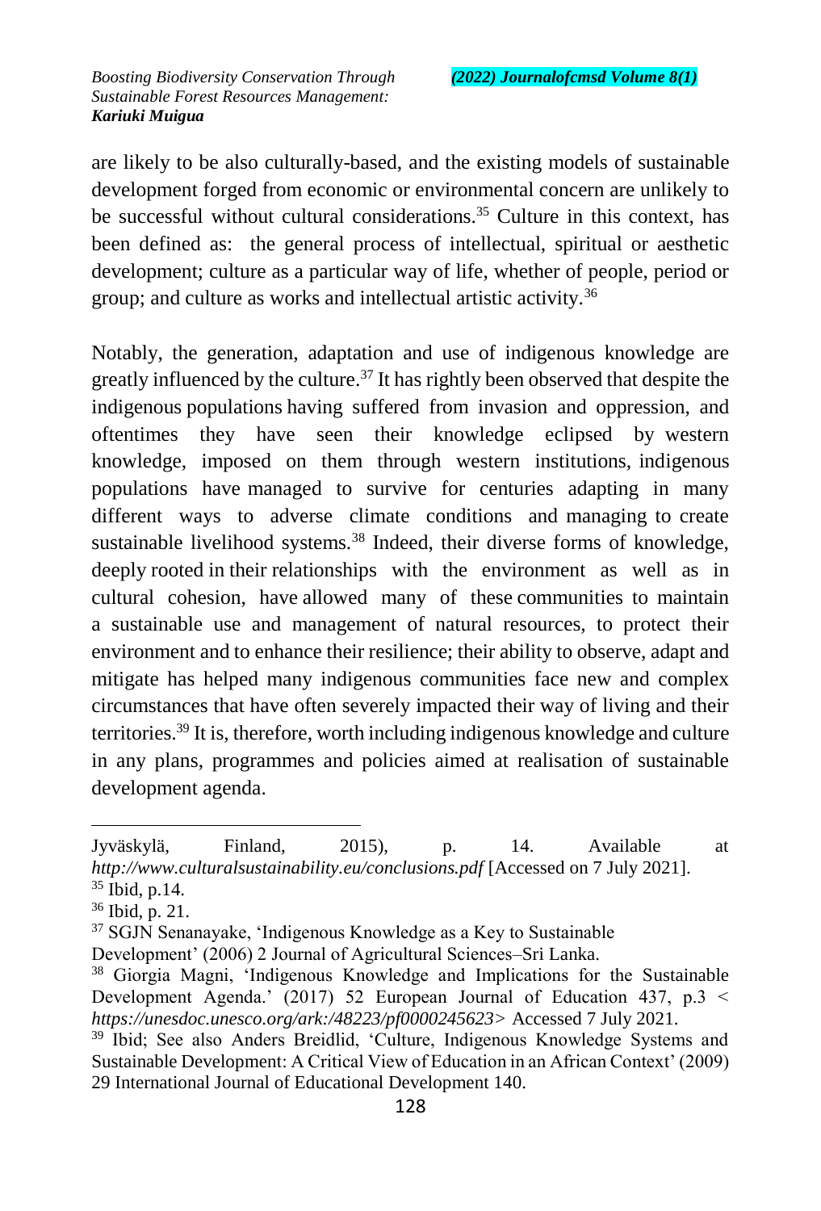are likely to be also culturally-based, and the existing models of sustainable development forged from economic or environmental concern are unlikely to be successful without cultural considerations.[35] Culture in this context, has been defined as: the general process of intellectual, spiritual or aesthetic development; culture as a particular way of life, whether of people, period or group; and culture as works and intellectual artistic activity.[36]

Notably, the generation, adaptation and use of indigenous knowledge are greatly influenced by the culture.[37] It has rightly been observed that despite the indigenous populations having suffered from invasion and oppression, and oftentimes they have seen their knowledge eclipsed by western knowledge, imposed on them through western institutions, indigenous populations have managed to survive for centuries adapting in many different ways to adverse climate conditions and managing to create sustainable livelihood systems.[38] Indeed, their diverse forms of knowledge, deeply rooted in their relationships with the environment as well as in cultural cohesion, have allowed many of these communities to maintain a sustainable use and management of natural resources, to protect their environment and to enhance their resilience; their ability to observe, adapt and mitigate has helped many indigenous communities face new and complex circumstances that have often severely impacted their way of living and their territories.[39] It is, therefore, worth including indigenous knowledge and culture in any plans, programmes and policies aimed at realisation of sustainable development agenda.

---

Jyväskylä, Finland, 2015), p. 14. Available at *http://www.culturalsustainability.eu/conclusions.pdf* [Accessed on 7 July 2021].

[35] Ibid, p.14.

[36] Ibid, p. 21.

[37] SGJN Senanayake, 'Indigenous Knowledge as a Key to Sustainable Development' (2006) 2 Journal of Agricultural Sciences–Sri Lanka.

[38] Giorgia Magni, 'Indigenous Knowledge and Implications for the Sustainable Development Agenda.' (2017) 52 European Journal of Education 437, p.3 < *https://unesdoc.unesco.org/ark:/48223/pf0000245623*> Accessed 7 July 2021.

[39] Ibid; See also Anders Breidlid, 'Culture, Indigenous Knowledge Systems and Sustainable Development: A Critical View of Education in an African Context' (2009) 29 International Journal of Educational Development 140.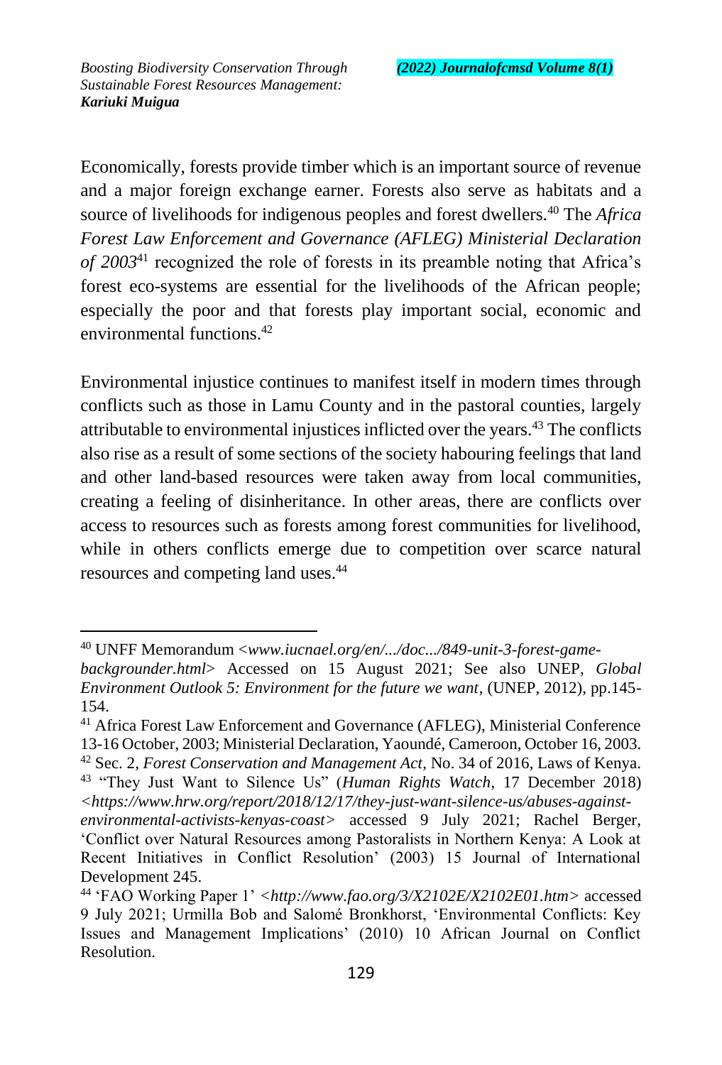Economically, forests provide timber which is an important source of revenue and a major foreign exchange earner. Forests also serve as habitats and a source of livelihoods for indigenous peoples and forest dwellers.[40] The *Africa Forest Law Enforcement and Governance (AFLEG) Ministerial Declaration of 2003*[41] recognized the role of forests in its preamble noting that Africa's forest eco-systems are essential for the livelihoods of the African people; especially the poor and that forests play important social, economic and environmental functions.[42]

Environmental injustice continues to manifest itself in modern times through conflicts such as those in Lamu County and in the pastoral counties, largely attributable to environmental injustices inflicted over the years.[43] The conflicts also rise as a result of some sections of the society habouring feelings that land and other land-based resources were taken away from local communities, creating a feeling of disinheritance. In other areas, there are conflicts over access to resources such as forests among forest communities for livelihood, while in others conflicts emerge due to competition over scarce natural resources and competing land uses.[44]

---

[40] UNFF Memorandum <*www.iucnael.org/en/.../doc.../849-unit-3-forest-game-backgrounder.html*> Accessed on 15 August 2021; See also UNEP, *Global Environment Outlook 5: Environment for the future we want*, (UNEP, 2012), pp.145-154.

[41] Africa Forest Law Enforcement and Governance (AFLEG), Ministerial Conference 13-16 October, 2003; Ministerial Declaration, Yaoundé, Cameroon, October 16, 2003.

[42] Sec. 2, *Forest Conservation and Management Act*, No. 34 of 2016, Laws of Kenya.

[43] "They Just Want to Silence Us" (*Human Rights Watch*, 17 December 2018) <*https://www.hrw.org/report/2018/12/17/they-just-want-silence-us/abuses-against-environmental-activists-kenyas-coast*> accessed 9 July 2021; Rachel Berger, 'Conflict over Natural Resources among Pastoralists in Northern Kenya: A Look at Recent Initiatives in Conflict Resolution' (2003) 15 Journal of International Development 245.

[44] 'FAO Working Paper 1' <*http://www.fao.org/3/X2102E/X2102E01.htm*> accessed 9 July 2021; Urmilla Bob and Salomé Bronkhorst, 'Environmental Conflicts: Key Issues and Management Implications' (2010) 10 African Journal on Conflict Resolution.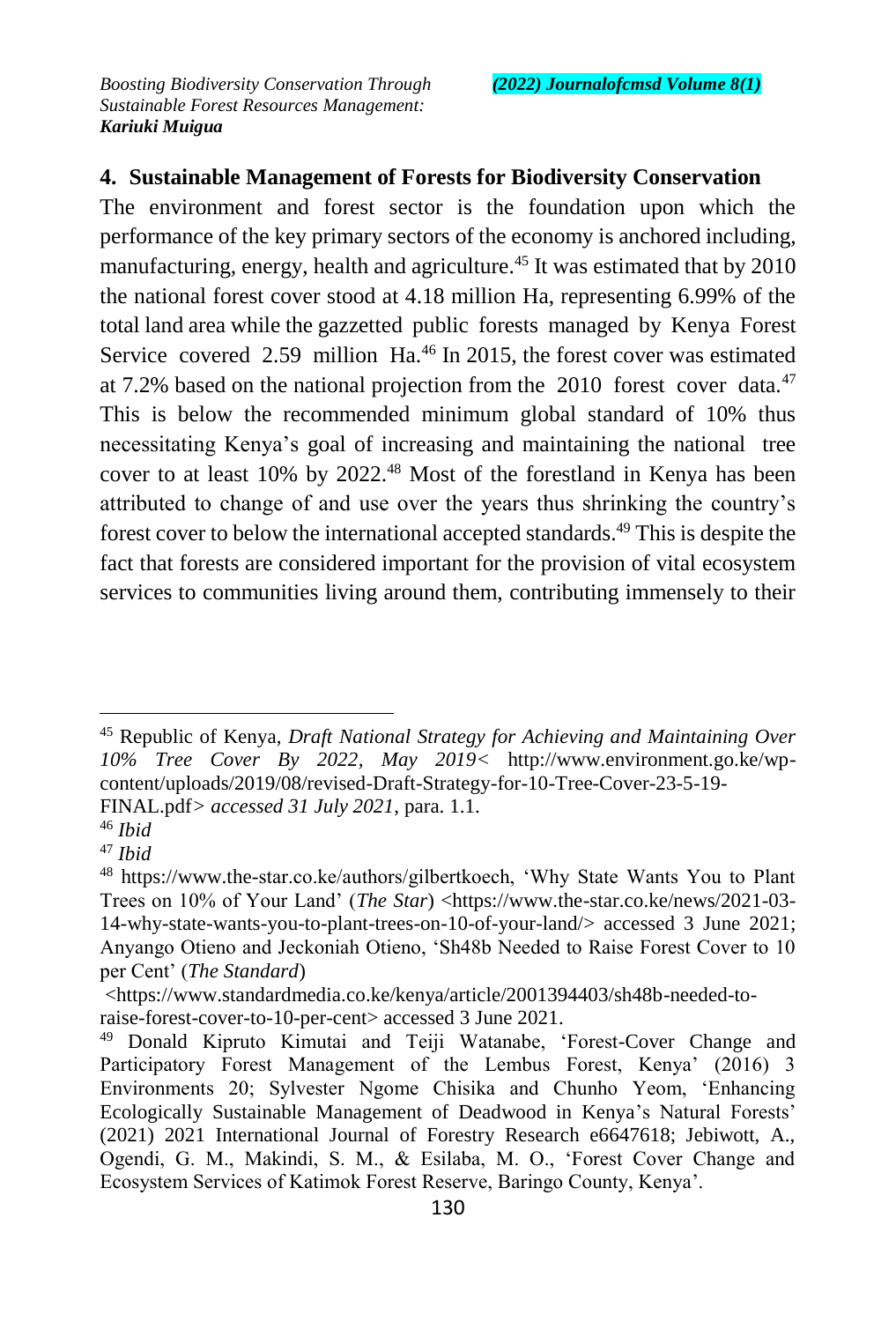## 4. Sustainable Management of Forests for Biodiversity Conservation

The environment and forest sector is the foundation upon which the performance of the key primary sectors of the economy is anchored including, manufacturing, energy, health and agriculture.[45] It was estimated that by 2010 the national forest cover stood at 4.18 million Ha, representing 6.99% of the total land area while the gazzetted public forests managed by Kenya Forest Service covered 2.59 million Ha.[46] In 2015, the forest cover was estimated at 7.2% based on the national projection from the 2010 forest cover data.[47] This is below the recommended minimum global standard of 10% thus necessitating Kenya's goal of increasing and maintaining the national tree cover to at least 10% by 2022.[48] Most of the forestland in Kenya has been attributed to change of and use over the years thus shrinking the country's forest cover to below the international accepted standards.[49] This is despite the fact that forests are considered important for the provision of vital ecosystem services to communities living around them, contributing immensely to their

---

[45] Republic of Kenya, *Draft National Strategy for Achieving and Maintaining Over 10% Tree Cover By 2022, May 2019<* http://www.environment.go.ke/wp-content/uploads/2019/08/revised-Draft-Strategy-for-10-Tree-Cover-23-5-19-FINAL.pdf*> accessed 31 July 2021*, para. 1.1.

[46] *Ibid*

[47] *Ibid*

[48] https://www.the-star.co.ke/authors/gilbertkoech, 'Why State Wants You to Plant Trees on 10% of Your Land' (*The Star*) <https://www.the-star.co.ke/news/2021-03-14-why-state-wants-you-to-plant-trees-on-10-of-your-land/> accessed 3 June 2021; Anyango Otieno and Jeckoniah Otieno, 'Sh48b Needed to Raise Forest Cover to 10 per Cent' (*The Standard*) <https://www.standardmedia.co.ke/kenya/article/2001394403/sh48b-needed-to-raise-forest-cover-to-10-per-cent> accessed 3 June 2021.

[49] Donald Kipruto Kimutai and Teiji Watanabe, 'Forest-Cover Change and Participatory Forest Management of the Lembus Forest, Kenya' (2016) 3 Environments 20; Sylvester Ngome Chisika and Chunho Yeom, 'Enhancing Ecologically Sustainable Management of Deadwood in Kenya's Natural Forests' (2021) 2021 International Journal of Forestry Research e6647618; Jebiwott, A., Ogendi, G. M., Makindi, S. M., & Esilaba, M. O., 'Forest Cover Change and Ecosystem Services of Katimok Forest Reserve, Baringo County, Kenya'.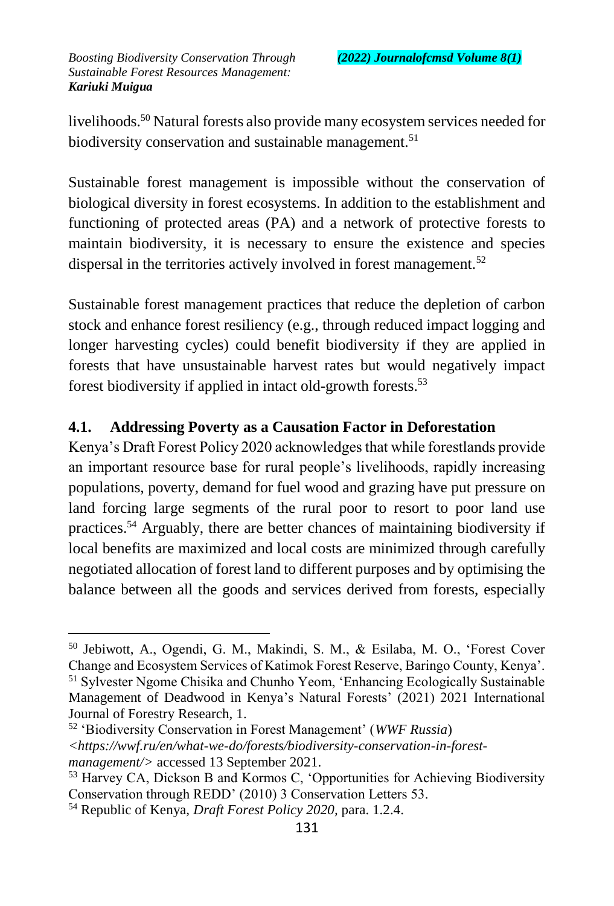livelihoods.[50] Natural forests also provide many ecosystem services needed for biodiversity conservation and sustainable management.[51]

Sustainable forest management is impossible without the conservation of biological diversity in forest ecosystems. In addition to the establishment and functioning of protected areas (PA) and a network of protective forests to maintain biodiversity, it is necessary to ensure the existence and species dispersal in the territories actively involved in forest management.[52]

Sustainable forest management practices that reduce the depletion of carbon stock and enhance forest resiliency (e.g., through reduced impact logging and longer harvesting cycles) could benefit biodiversity if they are applied in forests that have unsustainable harvest rates but would negatively impact forest biodiversity if applied in intact old-growth forests.[53]

### 4.1. Addressing Poverty as a Causation Factor in Deforestation

Kenya's Draft Forest Policy 2020 acknowledges that while forestlands provide an important resource base for rural people's livelihoods, rapidly increasing populations, poverty, demand for fuel wood and grazing have put pressure on land forcing large segments of the rural poor to resort to poor land use practices.[54] Arguably, there are better chances of maintaining biodiversity if local benefits are maximized and local costs are minimized through carefully negotiated allocation of forest land to different purposes and by optimising the balance between all the goods and services derived from forests, especially

---

[50] Jebiwott, A., Ogendi, G. M., Makindi, S. M., & Esilaba, M. O., 'Forest Cover Change and Ecosystem Services of Katimok Forest Reserve, Baringo County, Kenya'.

[51] Sylvester Ngome Chisika and Chunho Yeom, 'Enhancing Ecologically Sustainable Management of Deadwood in Kenya's Natural Forests' (2021) 2021 International Journal of Forestry Research, 1.

[52] 'Biodiversity Conservation in Forest Management' (*WWF Russia*) <*https://wwf.ru/en/what-we-do/forests/biodiversity-conservation-in-forest-management/*> accessed 13 September 2021.

[53] Harvey CA, Dickson B and Kormos C, 'Opportunities for Achieving Biodiversity Conservation through REDD' (2010) 3 Conservation Letters 53.

[54] Republic of Kenya, *Draft Forest Policy 2020,* para. 1.2.4.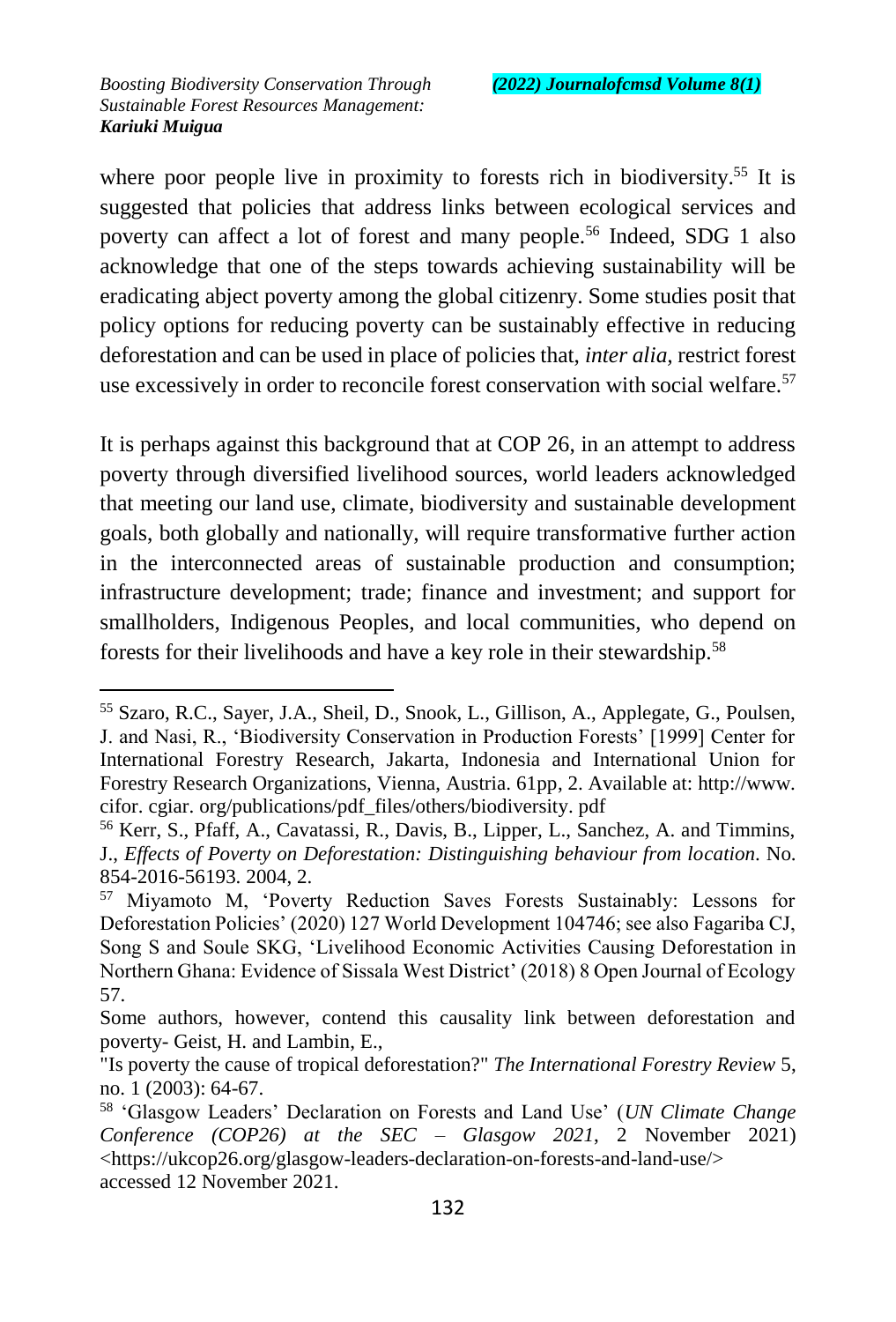where poor people live in proximity to forests rich in biodiversity.[55] It is suggested that policies that address links between ecological services and poverty can affect a lot of forest and many people.[56] Indeed, SDG 1 also acknowledge that one of the steps towards achieving sustainability will be eradicating abject poverty among the global citizenry. Some studies posit that policy options for reducing poverty can be sustainably effective in reducing deforestation and can be used in place of policies that, *inter alia*, restrict forest use excessively in order to reconcile forest conservation with social welfare.[57]

It is perhaps against this background that at COP 26, in an attempt to address poverty through diversified livelihood sources, world leaders acknowledged that meeting our land use, climate, biodiversity and sustainable development goals, both globally and nationally, will require transformative further action in the interconnected areas of sustainable production and consumption; infrastructure development; trade; finance and investment; and support for smallholders, Indigenous Peoples, and local communities, who depend on forests for their livelihoods and have a key role in their stewardship.[58]

---

[55] Szaro, R.C., Sayer, J.A., Sheil, D., Snook, L., Gillison, A., Applegate, G., Poulsen, J. and Nasi, R., 'Biodiversity Conservation in Production Forests' [1999] Center for International Forestry Research, Jakarta, Indonesia and International Union for Forestry Research Organizations, Vienna, Austria. 61pp, 2. Available at: http://www. cifor. cgiar. org/publications/pdf_files/others/biodiversity. pdf

[56] Kerr, S., Pfaff, A., Cavatassi, R., Davis, B., Lipper, L., Sanchez, A. and Timmins, J., *Effects of Poverty on Deforestation: Distinguishing behaviour from location*. No. 854-2016-56193. 2004, 2.

[57] Miyamoto M, 'Poverty Reduction Saves Forests Sustainably: Lessons for Deforestation Policies' (2020) 127 World Development 104746; see also Fagariba CJ, Song S and Soule SKG, 'Livelihood Economic Activities Causing Deforestation in Northern Ghana: Evidence of Sissala West District' (2018) 8 Open Journal of Ecology 57.

Some authors, however, contend this causality link between deforestation and poverty- Geist, H. and Lambin, E.,

"Is poverty the cause of tropical deforestation?" *The International Forestry Review* 5, no. 1 (2003): 64-67.

[58] 'Glasgow Leaders' Declaration on Forests and Land Use' (*UN Climate Change Conference (COP26) at the SEC – Glasgow 2021*, 2 November 2021) <https://ukcop26.org/glasgow-leaders-declaration-on-forests-and-land-use/> accessed 12 November 2021.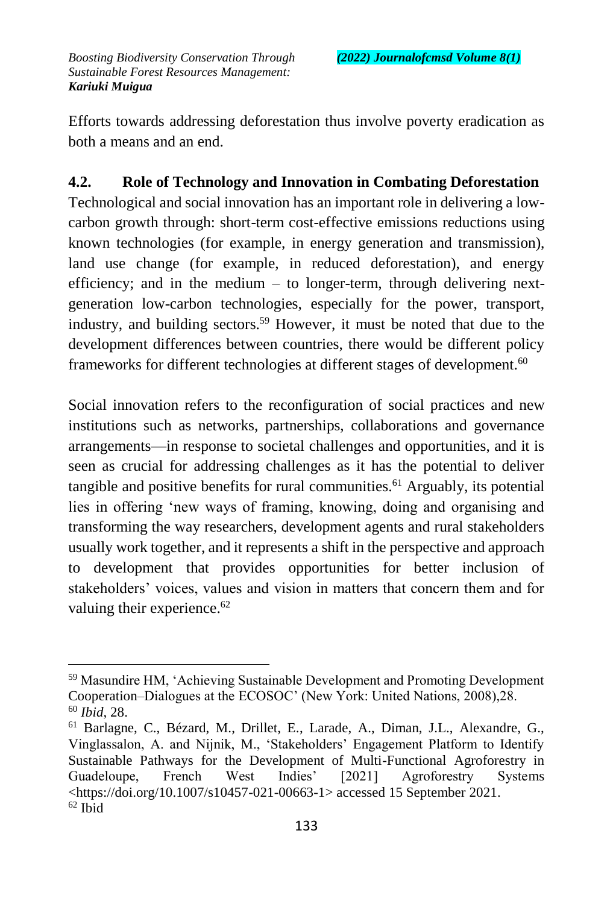Efforts towards addressing deforestation thus involve poverty eradication as both a means and an end.

## 4.2. Role of Technology and Innovation in Combating Deforestation

Technological and social innovation has an important role in delivering a low-carbon growth through: short-term cost-effective emissions reductions using known technologies (for example, in energy generation and transmission), land use change (for example, in reduced deforestation), and energy efficiency; and in the medium – to longer-term, through delivering next-generation low-carbon technologies, especially for the power, transport, industry, and building sectors.[59] However, it must be noted that due to the development differences between countries, there would be different policy frameworks for different technologies at different stages of development.[60]

Social innovation refers to the reconfiguration of social practices and new institutions such as networks, partnerships, collaborations and governance arrangements—in response to societal challenges and opportunities, and it is seen as crucial for addressing challenges as it has the potential to deliver tangible and positive benefits for rural communities.[61] Arguably, its potential lies in offering 'new ways of framing, knowing, doing and organising and transforming the way researchers, development agents and rural stakeholders usually work together, and it represents a shift in the perspective and approach to development that provides opportunities for better inclusion of stakeholders' voices, values and vision in matters that concern them and for valuing their experience.[62]

---

[59] Masundire HM, 'Achieving Sustainable Development and Promoting Development Cooperation–Dialogues at the ECOSOC' (New York: United Nations, 2008),28.

[60] *Ibid*, 28.

[61] Barlagne, C., Bézard, M., Drillet, E., Larade, A., Diman, J.L., Alexandre, G., Vinglassalon, A. and Nijnik, M., 'Stakeholders' Engagement Platform to Identify Sustainable Pathways for the Development of Multi-Functional Agroforestry in Guadeloupe, French West Indies' [2021] Agroforestry Systems <https://doi.org/10.1007/s10457-021-00663-1> accessed 15 September 2021.

[62] Ibid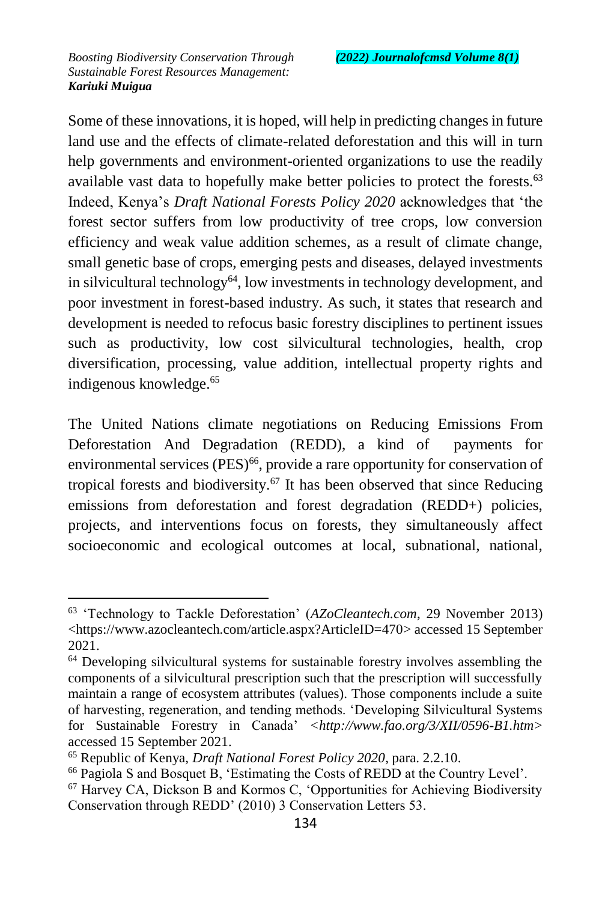Some of these innovations, it is hoped, will help in predicting changes in future land use and the effects of climate-related deforestation and this will in turn help governments and environment-oriented organizations to use the readily available vast data to hopefully make better policies to protect the forests.[63] Indeed, Kenya's *Draft National Forests Policy 2020* acknowledges that 'the forest sector suffers from low productivity of tree crops, low conversion efficiency and weak value addition schemes, as a result of climate change, small genetic base of crops, emerging pests and diseases, delayed investments in silvicultural technology[64], low investments in technology development, and poor investment in forest-based industry. As such, it states that research and development is needed to refocus basic forestry disciplines to pertinent issues such as productivity, low cost silvicultural technologies, health, crop diversification, processing, value addition, intellectual property rights and indigenous knowledge.[65]

The United Nations climate negotiations on Reducing Emissions From Deforestation And Degradation (REDD), a kind of payments for environmental services (PES)[66], provide a rare opportunity for conservation of tropical forests and biodiversity.[67] It has been observed that since Reducing emissions from deforestation and forest degradation (REDD+) policies, projects, and interventions focus on forests, they simultaneously affect socioeconomic and ecological outcomes at local, subnational, national,

---

[63] 'Technology to Tackle Deforestation' (*AZoCleantech.com*, 29 November 2013) <https://www.azocleantech.com/article.aspx?ArticleID=470> accessed 15 September 2021.

[64] Developing silvicultural systems for sustainable forestry involves assembling the components of a silvicultural prescription such that the prescription will successfully maintain a range of ecosystem attributes (values). Those components include a suite of harvesting, regeneration, and tending methods. 'Developing Silvicultural Systems for Sustainable Forestry in Canada' <*http://www.fao.org/3/XII/0596-B1.htm*> accessed 15 September 2021.

[65] Republic of Kenya, *Draft National Forest Policy 2020*, para. 2.2.10.

[66] Pagiola S and Bosquet B, 'Estimating the Costs of REDD at the Country Level'.

[67] Harvey CA, Dickson B and Kormos C, 'Opportunities for Achieving Biodiversity Conservation through REDD' (2010) 3 Conservation Letters 53.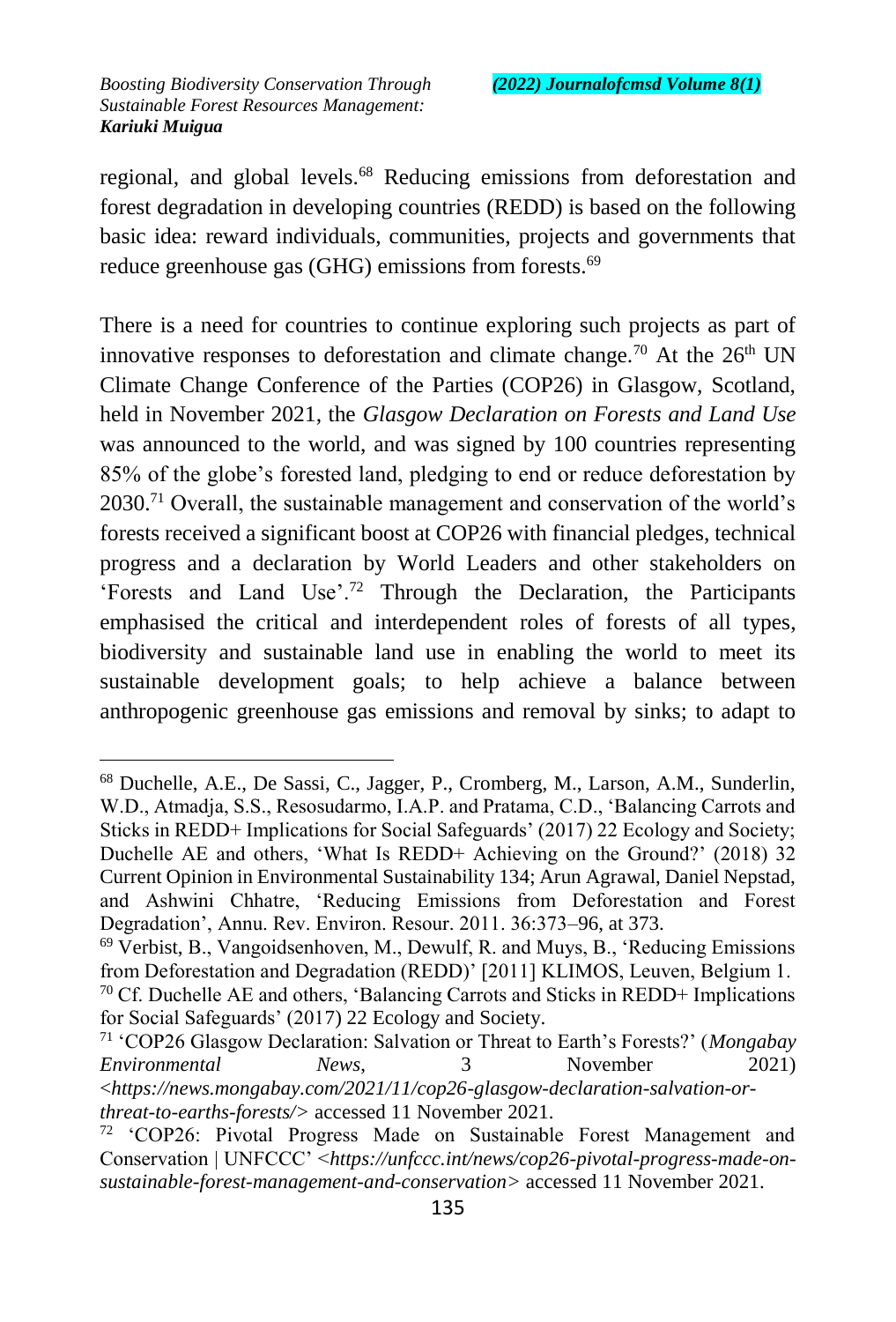regional, and global levels.[68] Reducing emissions from deforestation and forest degradation in developing countries (REDD) is based on the following basic idea: reward individuals, communities, projects and governments that reduce greenhouse gas (GHG) emissions from forests.[69]

There is a need for countries to continue exploring such projects as part of innovative responses to deforestation and climate change.[70] At the 26th UN Climate Change Conference of the Parties (COP26) in Glasgow, Scotland, held in November 2021, the *Glasgow Declaration on Forests and Land Use* was announced to the world, and was signed by 100 countries representing 85% of the globe's forested land, pledging to end or reduce deforestation by 2030.[71] Overall, the sustainable management and conservation of the world's forests received a significant boost at COP26 with financial pledges, technical progress and a declaration by World Leaders and other stakeholders on 'Forests and Land Use'.[72] Through the Declaration, the Participants emphasised the critical and interdependent roles of forests of all types, biodiversity and sustainable land use in enabling the world to meet its sustainable development goals; to help achieve a balance between anthropogenic greenhouse gas emissions and removal by sinks; to adapt to

---

[68] Duchelle, A.E., De Sassi, C., Jagger, P., Cromberg, M., Larson, A.M., Sunderlin, W.D., Atmadja, S.S., Resosudarmo, I.A.P. and Pratama, C.D., 'Balancing Carrots and Sticks in REDD+ Implications for Social Safeguards' (2017) 22 Ecology and Society; Duchelle AE and others, 'What Is REDD+ Achieving on the Ground?' (2018) 32 Current Opinion in Environmental Sustainability 134; Arun Agrawal, Daniel Nepstad, and Ashwini Chhatre, 'Reducing Emissions from Deforestation and Forest Degradation', Annu. Rev. Environ. Resour. 2011. 36:373–96, at 373.

[69] Verbist, B., Vangoidsenhoven, M., Dewulf, R. and Muys, B., 'Reducing Emissions from Deforestation and Degradation (REDD)' [2011] KLIMOS, Leuven, Belgium 1.

[70] Cf. Duchelle AE and others, 'Balancing Carrots and Sticks in REDD+ Implications for Social Safeguards' (2017) 22 Ecology and Society.

[71] 'COP26 Glasgow Declaration: Salvation or Threat to Earth's Forests?' (*Mongabay Environmental News*, 3 November 2021) <*https://news.mongabay.com/2021/11/cop26-glasgow-declaration-salvation-or-threat-to-earths-forests/*> accessed 11 November 2021.

[72] 'COP26: Pivotal Progress Made on Sustainable Forest Management and Conservation | UNFCCC' <*https://unfccc.int/news/cop26-pivotal-progress-made-on-sustainable-forest-management-and-conservation*> accessed 11 November 2021.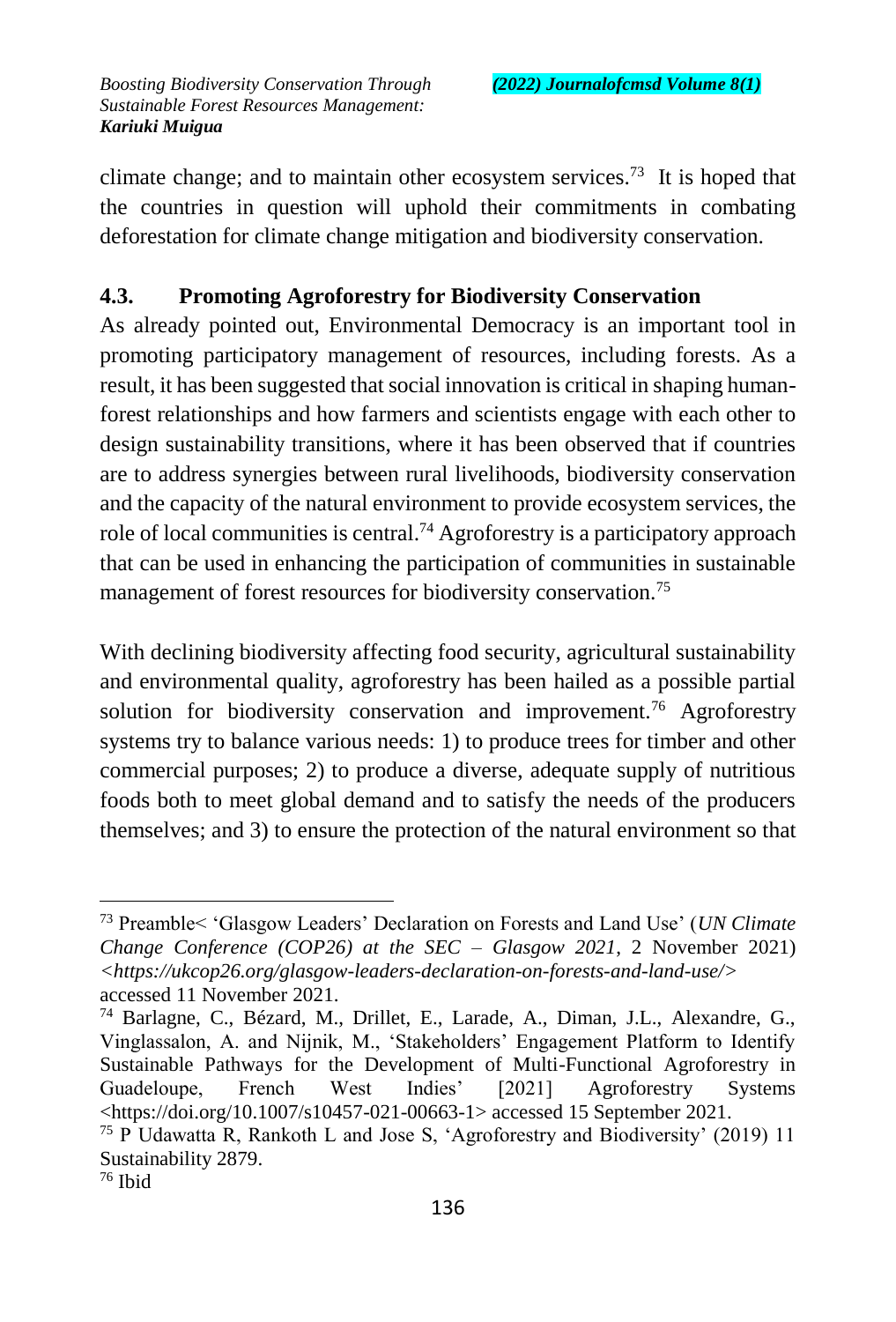climate change; and to maintain other ecosystem services.[73] It is hoped that the countries in question will uphold their commitments in combating deforestation for climate change mitigation and biodiversity conservation.

### 4.3. Promoting Agroforestry for Biodiversity Conservation

As already pointed out, Environmental Democracy is an important tool in promoting participatory management of resources, including forests. As a result, it has been suggested that social innovation is critical in shaping human-forest relationships and how farmers and scientists engage with each other to design sustainability transitions, where it has been observed that if countries are to address synergies between rural livelihoods, biodiversity conservation and the capacity of the natural environment to provide ecosystem services, the role of local communities is central.[74] Agroforestry is a participatory approach that can be used in enhancing the participation of communities in sustainable management of forest resources for biodiversity conservation.[75]

With declining biodiversity affecting food security, agricultural sustainability and environmental quality, agroforestry has been hailed as a possible partial solution for biodiversity conservation and improvement.[76] Agroforestry systems try to balance various needs: 1) to produce trees for timber and other commercial purposes; 2) to produce a diverse, adequate supply of nutritious foods both to meet global demand and to satisfy the needs of the producers themselves; and 3) to ensure the protection of the natural environment so that

---

[73] Preamble< 'Glasgow Leaders' Declaration on Forests and Land Use' (*UN Climate Change Conference (COP26) at the SEC – Glasgow 2021*, 2 November 2021) *<https://ukcop26.org/glasgow-leaders-declaration-on-forests-and-land-use/>* accessed 11 November 2021.

[74] Barlagne, C., Bézard, M., Drillet, E., Larade, A., Diman, J.L., Alexandre, G., Vinglassalon, A. and Nijnik, M., 'Stakeholders' Engagement Platform to Identify Sustainable Pathways for the Development of Multi-Functional Agroforestry in Guadeloupe, French West Indies' [2021] Agroforestry Systems <https://doi.org/10.1007/s10457-021-00663-1> accessed 15 September 2021.

[75] P Udawatta R, Rankoth L and Jose S, 'Agroforestry and Biodiversity' (2019) 11 Sustainability 2879.

[76] Ibid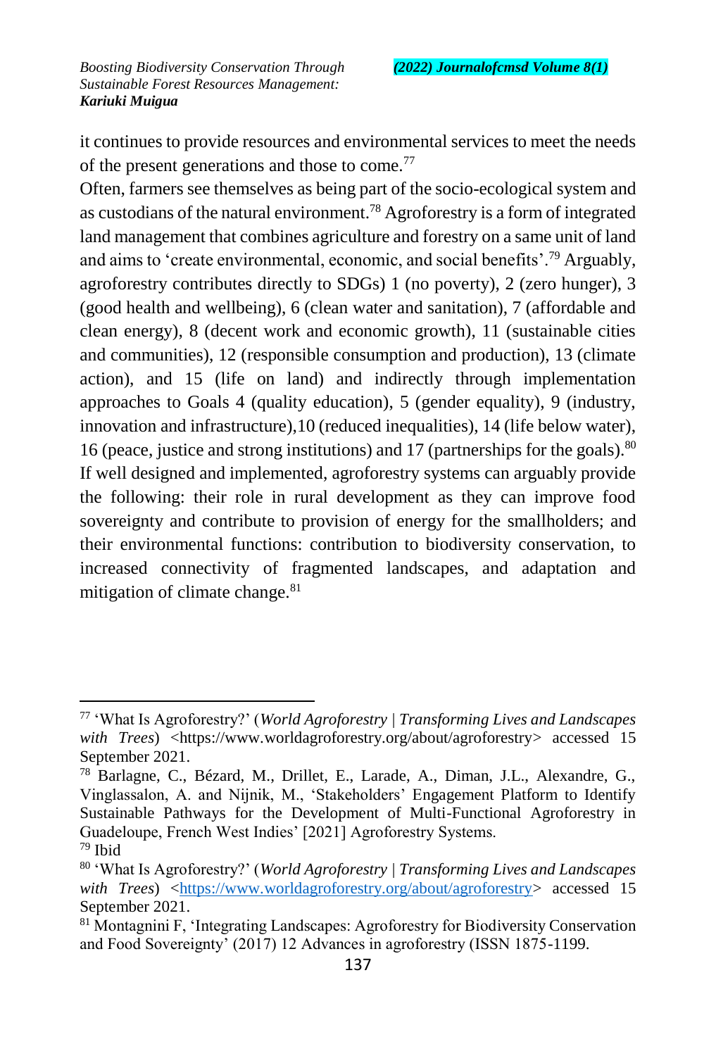it continues to provide resources and environmental services to meet the needs of the present generations and those to come.[77]

Often, farmers see themselves as being part of the socio-ecological system and as custodians of the natural environment.[78] Agroforestry is a form of integrated land management that combines agriculture and forestry on a same unit of land and aims to 'create environmental, economic, and social benefits'.[79] Arguably, agroforestry contributes directly to SDGs) 1 (no poverty), 2 (zero hunger), 3 (good health and wellbeing), 6 (clean water and sanitation), 7 (affordable and clean energy), 8 (decent work and economic growth), 11 (sustainable cities and communities), 12 (responsible consumption and production), 13 (climate action), and 15 (life on land) and indirectly through implementation approaches to Goals 4 (quality education), 5 (gender equality), 9 (industry, innovation and infrastructure),10 (reduced inequalities), 14 (life below water), 16 (peace, justice and strong institutions) and 17 (partnerships for the goals).[80]

If well designed and implemented, agroforestry systems can arguably provide the following: their role in rural development as they can improve food sovereignty and contribute to provision of energy for the smallholders; and their environmental functions: contribution to biodiversity conservation, to increased connectivity of fragmented landscapes, and adaptation and mitigation of climate change.[81]

---

[77] 'What Is Agroforestry?' (*World Agroforestry | Transforming Lives and Landscapes with Trees*) <https://www.worldagroforestry.org/about/agroforestry> accessed 15 September 2021.

[78] Barlagne, C., Bézard, M., Drillet, E., Larade, A., Diman, J.L., Alexandre, G., Vinglassalon, A. and Nijnik, M., 'Stakeholders' Engagement Platform to Identify Sustainable Pathways for the Development of Multi-Functional Agroforestry in Guadeloupe, French West Indies' [2021] Agroforestry Systems.

[79] Ibid

[80] 'What Is Agroforestry?' (*World Agroforestry | Transforming Lives and Landscapes with Trees*) <https://www.worldagroforestry.org/about/agroforestry> accessed 15 September 2021.

[81] Montagnini F, 'Integrating Landscapes: Agroforestry for Biodiversity Conservation and Food Sovereignty' (2017) 12 Advances in agroforestry (ISSN 1875-1199.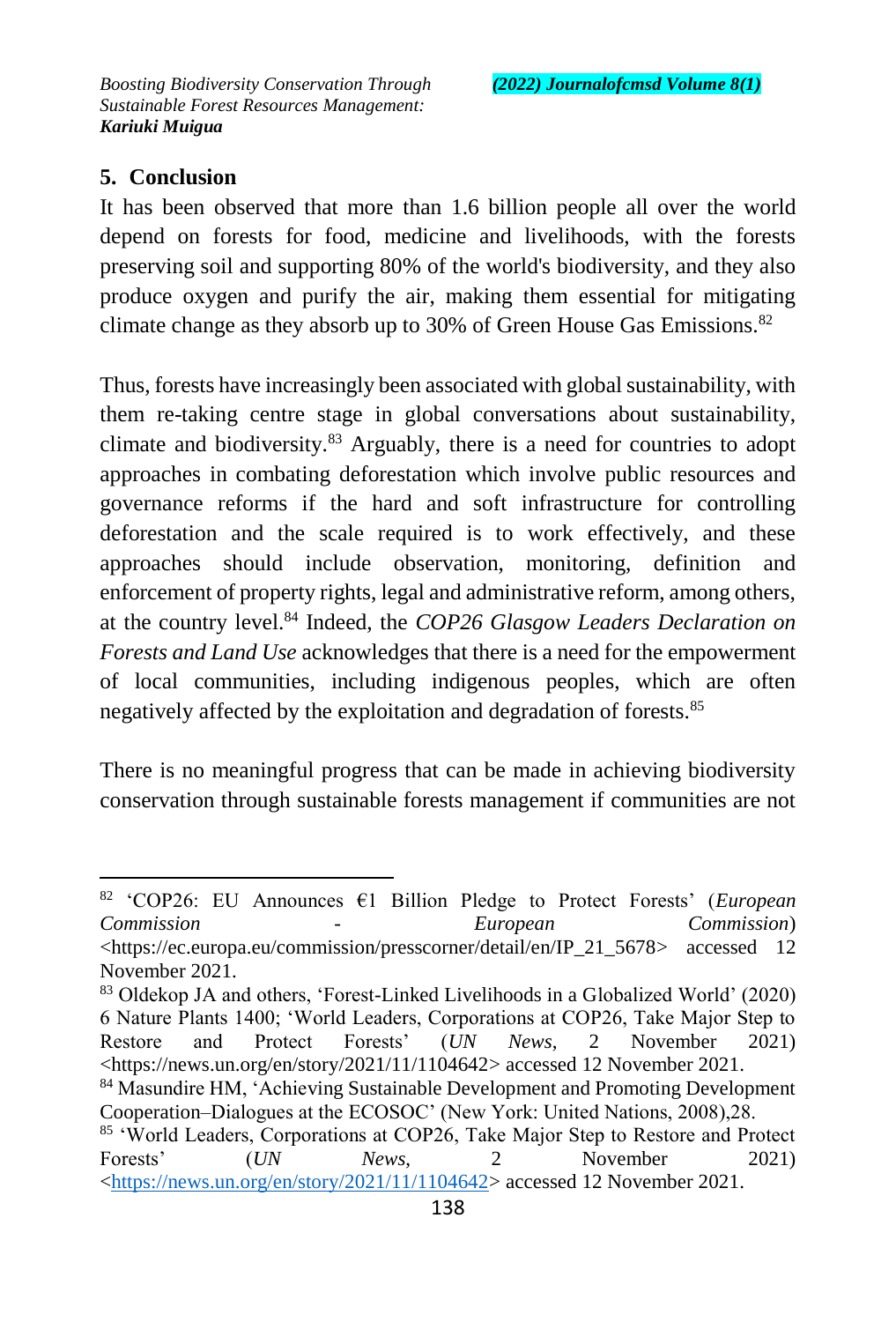## 5. Conclusion

It has been observed that more than 1.6 billion people all over the world depend on forests for food, medicine and livelihoods, with the forests preserving soil and supporting 80% of the world's biodiversity, and they also produce oxygen and purify the air, making them essential for mitigating climate change as they absorb up to 30% of Green House Gas Emissions.[82]

Thus, forests have increasingly been associated with global sustainability, with them re-taking centre stage in global conversations about sustainability, climate and biodiversity.[83] Arguably, there is a need for countries to adopt approaches in combating deforestation which involve public resources and governance reforms if the hard and soft infrastructure for controlling deforestation and the scale required is to work effectively, and these approaches should include observation, monitoring, definition and enforcement of property rights, legal and administrative reform, among others, at the country level.[84] Indeed, the *COP26 Glasgow Leaders Declaration on Forests and Land Use* acknowledges that there is a need for the empowerment of local communities, including indigenous peoples, which are often negatively affected by the exploitation and degradation of forests.[85]

There is no meaningful progress that can be made in achieving biodiversity conservation through sustainable forests management if communities are not

---

[82] 'COP26: EU Announces €1 Billion Pledge to Protect Forests' (*European Commission - European Commission*) <https://ec.europa.eu/commission/presscorner/detail/en/IP_21_5678> accessed 12 November 2021.

[83] Oldekop JA and others, 'Forest-Linked Livelihoods in a Globalized World' (2020) 6 Nature Plants 1400; 'World Leaders, Corporations at COP26, Take Major Step to Restore and Protect Forests' (*UN News*, 2 November 2021) <https://news.un.org/en/story/2021/11/1104642> accessed 12 November 2021.

[84] Masundire HM, 'Achieving Sustainable Development and Promoting Development Cooperation–Dialogues at the ECOSOC' (New York: United Nations, 2008),28.

[85] 'World Leaders, Corporations at COP26, Take Major Step to Restore and Protect Forests' (*UN News*, 2 November 2021) <https://news.un.org/en/story/2021/11/1104642> accessed 12 November 2021.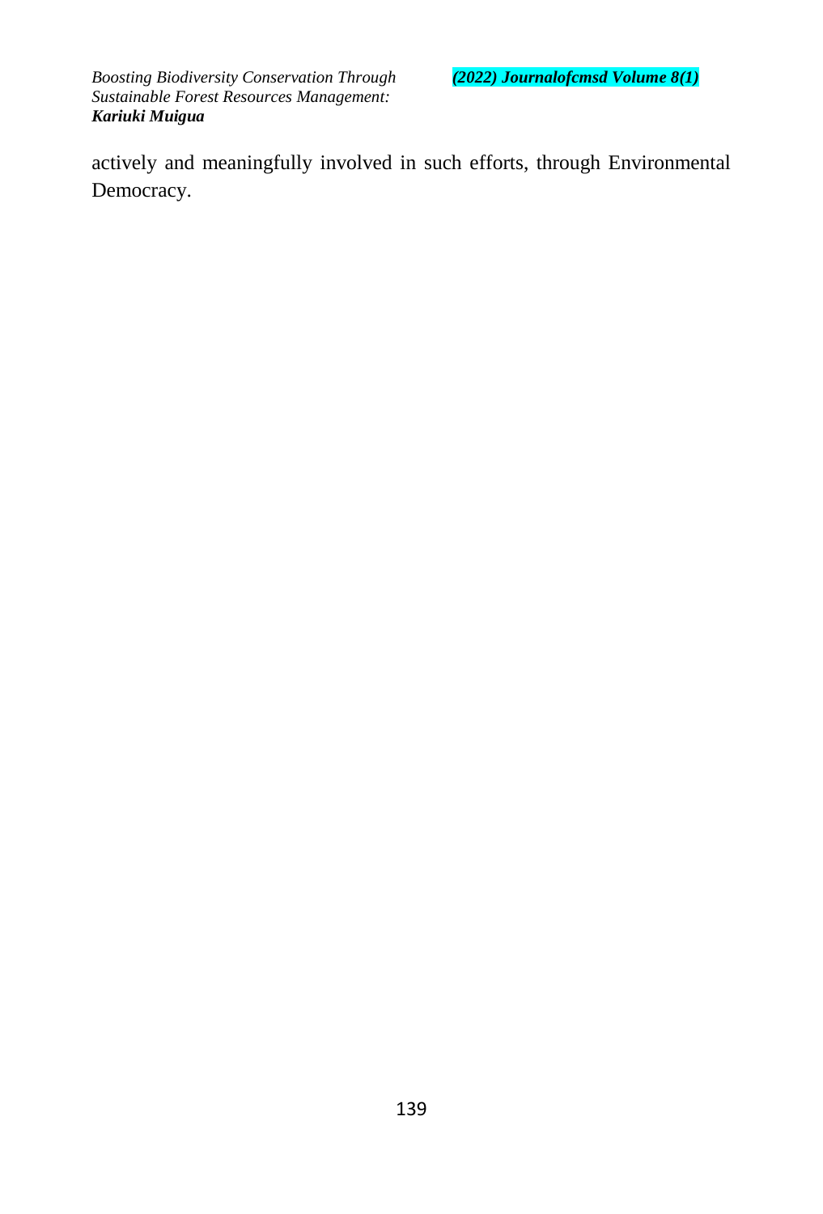actively and meaningfully involved in such efforts, through Environmental Democracy.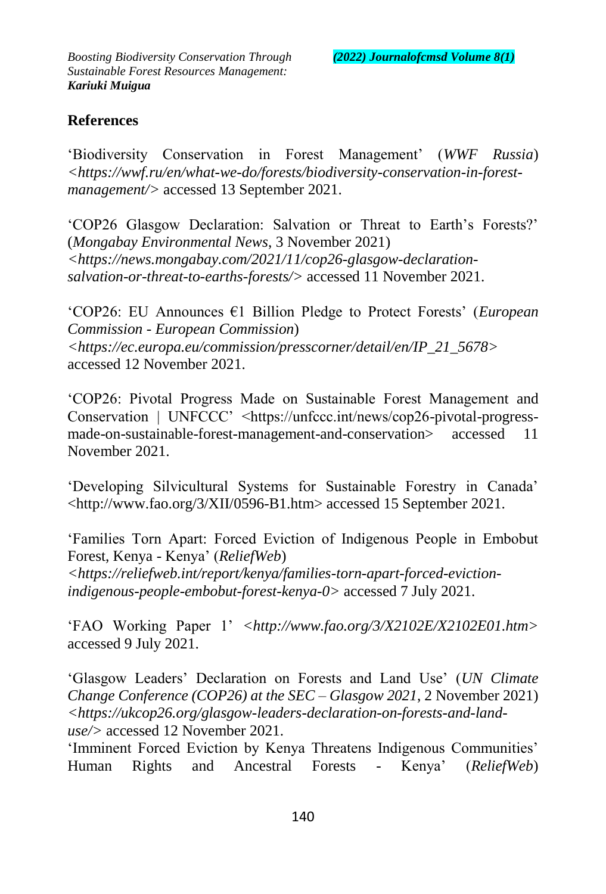## References

'Biodiversity Conservation in Forest Management' (*WWF Russia*) *<https://wwf.ru/en/what-we-do/forests/biodiversity-conservation-in-forest-management/>* accessed 13 September 2021.

'COP26 Glasgow Declaration: Salvation or Threat to Earth's Forests?' (*Mongabay Environmental News*, 3 November 2021) *<https://news.mongabay.com/2021/11/cop26-glasgow-declaration-salvation-or-threat-to-earths-forests/>* accessed 11 November 2021.

'COP26: EU Announces €1 Billion Pledge to Protect Forests' (*European Commission - European Commission*) *<https://ec.europa.eu/commission/presscorner/detail/en/IP_21_5678>* accessed 12 November 2021.

'COP26: Pivotal Progress Made on Sustainable Forest Management and Conservation | UNFCCC' <https://unfccc.int/news/cop26-pivotal-progress-made-on-sustainable-forest-management-and-conservation> accessed 11 November 2021.

'Developing Silvicultural Systems for Sustainable Forestry in Canada' <http://www.fao.org/3/XII/0596-B1.htm> accessed 15 September 2021.

'Families Torn Apart: Forced Eviction of Indigenous People in Embobut Forest, Kenya - Kenya' (*ReliefWeb*) *<https://reliefweb.int/report/kenya/families-torn-apart-forced-eviction-indigenous-people-embobut-forest-kenya-0>* accessed 7 July 2021.

'FAO Working Paper 1' *<http://www.fao.org/3/X2102E/X2102E01.htm>* accessed 9 July 2021.

'Glasgow Leaders' Declaration on Forests and Land Use' (*UN Climate Change Conference (COP26) at the SEC – Glasgow 2021*, 2 November 2021) *<https://ukcop26.org/glasgow-leaders-declaration-on-forests-and-land-use/>* accessed 12 November 2021.

'Imminent Forced Eviction by Kenya Threatens Indigenous Communities' Human Rights and Ancestral Forests - Kenya' (*ReliefWeb*)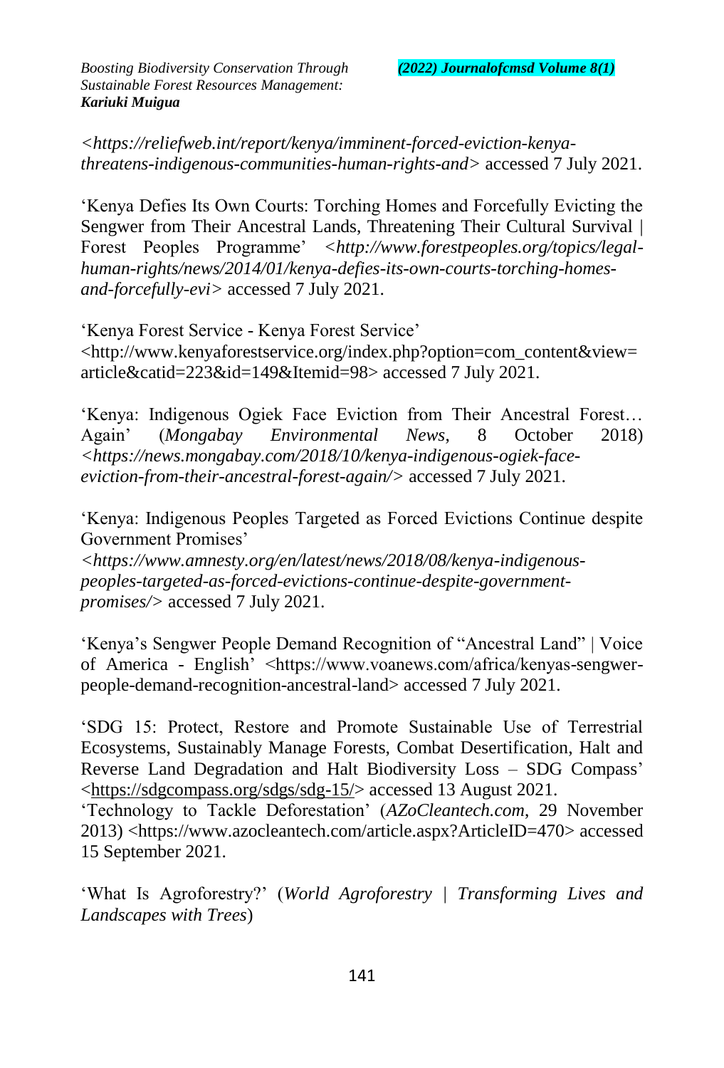*<https://reliefweb.int/report/kenya/imminent-forced-eviction-kenya-threatens-indigenous-communities-human-rights-and>* accessed 7 July 2021.

'Kenya Defies Its Own Courts: Torching Homes and Forcefully Evicting the Sengwer from Their Ancestral Lands, Threatening Their Cultural Survival | Forest Peoples Programme' *<http://www.forestpeoples.org/topics/legal-human-rights/news/2014/01/kenya-defies-its-own-courts-torching-homes-and-forcefully-evi>* accessed 7 July 2021.

'Kenya Forest Service - Kenya Forest Service' <http://www.kenyaforestservice.org/index.php?option=com_content&view=article&catid=223&id=149&Itemid=98> accessed 7 July 2021.

'Kenya: Indigenous Ogiek Face Eviction from Their Ancestral Forest… Again' (*Mongabay Environmental News*, 8 October 2018) *<https://news.mongabay.com/2018/10/kenya-indigenous-ogiek-face-eviction-from-their-ancestral-forest-again/>* accessed 7 July 2021.

'Kenya: Indigenous Peoples Targeted as Forced Evictions Continue despite Government Promises' *<https://www.amnesty.org/en/latest/news/2018/08/kenya-indigenous-peoples-targeted-as-forced-evictions-continue-despite-government-promises/>* accessed 7 July 2021.

'Kenya's Sengwer People Demand Recognition of "Ancestral Land" | Voice of America - English' <https://www.voanews.com/africa/kenyas-sengwer-people-demand-recognition-ancestral-land> accessed 7 July 2021.

'SDG 15: Protect, Restore and Promote Sustainable Use of Terrestrial Ecosystems, Sustainably Manage Forests, Combat Desertification, Halt and Reverse Land Degradation and Halt Biodiversity Loss – SDG Compass' <https://sdgcompass.org/sdgs/sdg-15/> accessed 13 August 2021.

'Technology to Tackle Deforestation' (*AZoCleantech.com*, 29 November 2013) <https://www.azocleantech.com/article.aspx?ArticleID=470> accessed 15 September 2021.

'What Is Agroforestry?' (*World Agroforestry | Transforming Lives and Landscapes with Trees*)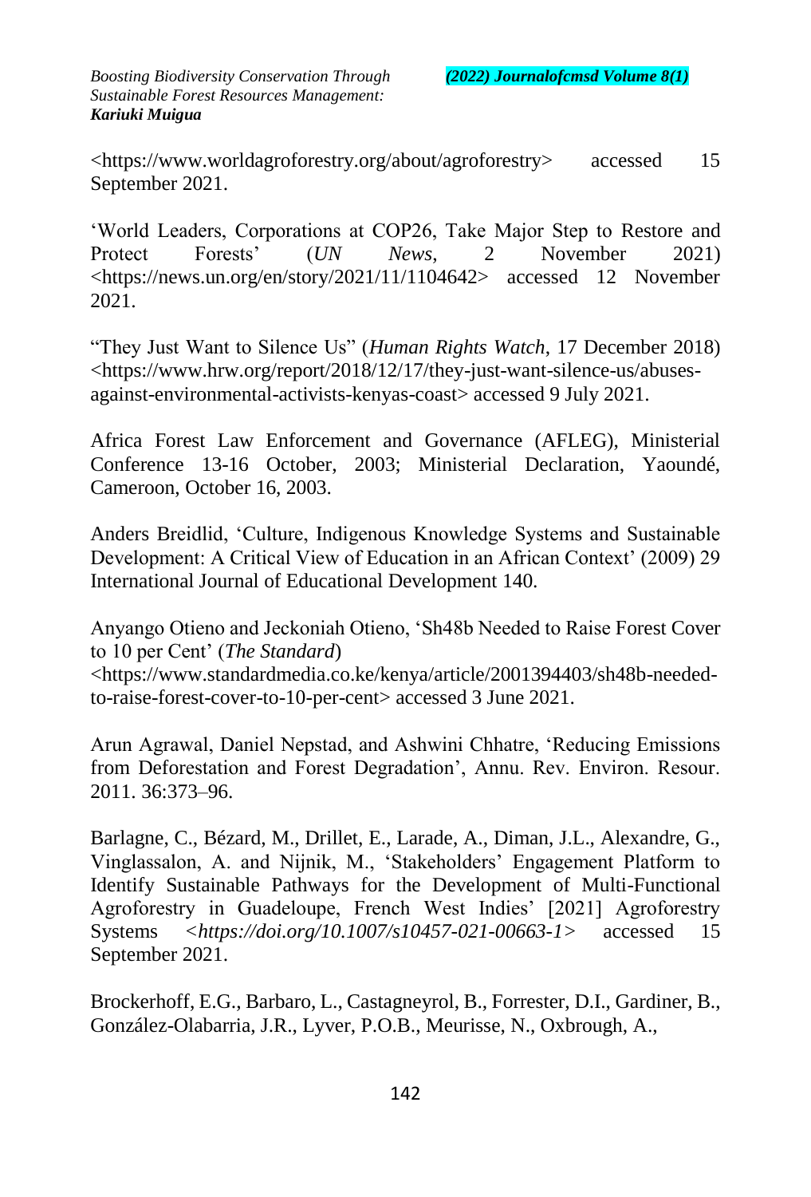<https://www.worldagroforestry.org/about/agroforestry> accessed 15 September 2021.

'World Leaders, Corporations at COP26, Take Major Step to Restore and Protect Forests' (*UN News*, 2 November 2021) <https://news.un.org/en/story/2021/11/1104642> accessed 12 November 2021.

"They Just Want to Silence Us" (*Human Rights Watch*, 17 December 2018) <https://www.hrw.org/report/2018/12/17/they-just-want-silence-us/abuses-against-environmental-activists-kenyas-coast> accessed 9 July 2021.

Africa Forest Law Enforcement and Governance (AFLEG), Ministerial Conference 13-16 October, 2003; Ministerial Declaration, Yaoundé, Cameroon, October 16, 2003.

Anders Breidlid, 'Culture, Indigenous Knowledge Systems and Sustainable Development: A Critical View of Education in an African Context' (2009) 29 International Journal of Educational Development 140.

Anyango Otieno and Jeckoniah Otieno, 'Sh48b Needed to Raise Forest Cover to 10 per Cent' (*The Standard*) <https://www.standardmedia.co.ke/kenya/article/2001394403/sh48b-needed-to-raise-forest-cover-to-10-per-cent> accessed 3 June 2021.

Arun Agrawal, Daniel Nepstad, and Ashwini Chhatre, 'Reducing Emissions from Deforestation and Forest Degradation', Annu. Rev. Environ. Resour. 2011. 36:373–96.

Barlagne, C., Bézard, M., Drillet, E., Larade, A., Diman, J.L., Alexandre, G., Vinglassalon, A. and Nijnik, M., 'Stakeholders' Engagement Platform to Identify Sustainable Pathways for the Development of Multi-Functional Agroforestry in Guadeloupe, French West Indies' [2021] Agroforestry Systems <*https://doi.org/10.1007/s10457-021-00663-1*> accessed 15 September 2021.

Brockerhoff, E.G., Barbaro, L., Castagneyrol, B., Forrester, D.I., Gardiner, B., González-Olabarria, J.R., Lyver, P.O.B., Meurisse, N., Oxbrough, A.,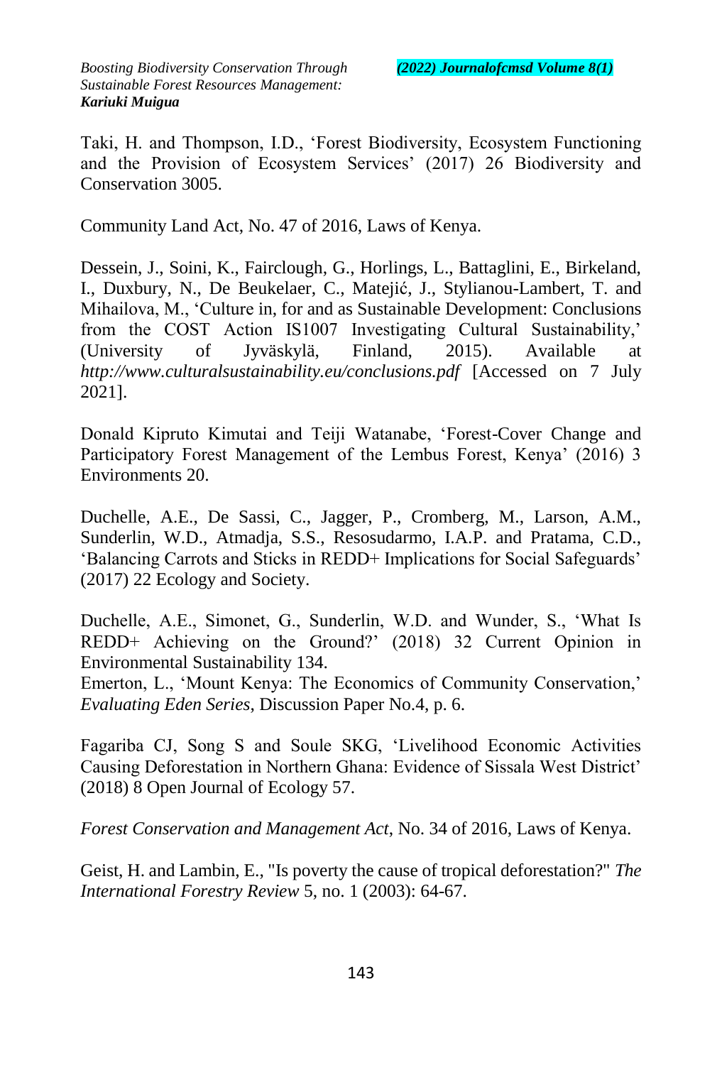Taki, H. and Thompson, I.D., 'Forest Biodiversity, Ecosystem Functioning and the Provision of Ecosystem Services' (2017) 26 Biodiversity and Conservation 3005.

Community Land Act, No. 47 of 2016, Laws of Kenya.

Dessein, J., Soini, K., Fairclough, G., Horlings, L., Battaglini, E., Birkeland, I., Duxbury, N., De Beukelaer, C., Matejić, J., Stylianou-Lambert, T. and Mihailova, M., 'Culture in, for and as Sustainable Development: Conclusions from the COST Action IS1007 Investigating Cultural Sustainability,' (University of Jyväskylä, Finland, 2015). Available at *http://www.culturalsustainability.eu/conclusions.pdf* [Accessed on 7 July 2021].

Donald Kipruto Kimutai and Teiji Watanabe, 'Forest-Cover Change and Participatory Forest Management of the Lembus Forest, Kenya' (2016) 3 Environments 20.

Duchelle, A.E., De Sassi, C., Jagger, P., Cromberg, M., Larson, A.M., Sunderlin, W.D., Atmadja, S.S., Resosudarmo, I.A.P. and Pratama, C.D., 'Balancing Carrots and Sticks in REDD+ Implications for Social Safeguards' (2017) 22 Ecology and Society.

Duchelle, A.E., Simonet, G., Sunderlin, W.D. and Wunder, S., 'What Is REDD+ Achieving on the Ground?' (2018) 32 Current Opinion in Environmental Sustainability 134.

Emerton, L., 'Mount Kenya: The Economics of Community Conservation,' *Evaluating Eden Series*, Discussion Paper No.4, p. 6.

Fagariba CJ, Song S and Soule SKG, 'Livelihood Economic Activities Causing Deforestation in Northern Ghana: Evidence of Sissala West District' (2018) 8 Open Journal of Ecology 57.

*Forest Conservation and Management Act*, No. 34 of 2016, Laws of Kenya.

Geist, H. and Lambin, E., "Is poverty the cause of tropical deforestation?" *The International Forestry Review* 5, no. 1 (2003): 64-67.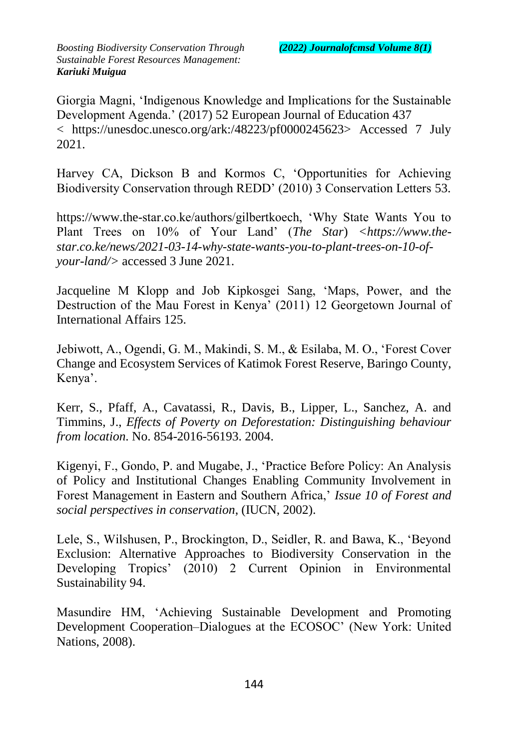Giorgia Magni, 'Indigenous Knowledge and Implications for the Sustainable Development Agenda.' (2017) 52 European Journal of Education 437 < https://unesdoc.unesco.org/ark:/48223/pf0000245623> Accessed 7 July 2021.

Harvey CA, Dickson B and Kormos C, 'Opportunities for Achieving Biodiversity Conservation through REDD' (2010) 3 Conservation Letters 53.

https://www.the-star.co.ke/authors/gilbertkoech, 'Why State Wants You to Plant Trees on 10% of Your Land' (*The Star*) <*https://www.the-star.co.ke/news/2021-03-14-why-state-wants-you-to-plant-trees-on-10-of-your-land/*> accessed 3 June 2021.

Jacqueline M Klopp and Job Kipkosgei Sang, 'Maps, Power, and the Destruction of the Mau Forest in Kenya' (2011) 12 Georgetown Journal of International Affairs 125.

Jebiwott, A., Ogendi, G. M., Makindi, S. M., & Esilaba, M. O., 'Forest Cover Change and Ecosystem Services of Katimok Forest Reserve, Baringo County, Kenya'.

Kerr, S., Pfaff, A., Cavatassi, R., Davis, B., Lipper, L., Sanchez, A. and Timmins, J., *Effects of Poverty on Deforestation: Distinguishing behaviour from location*. No. 854-2016-56193. 2004.

Kigenyi, F., Gondo, P. and Mugabe, J., 'Practice Before Policy: An Analysis of Policy and Institutional Changes Enabling Community Involvement in Forest Management in Eastern and Southern Africa,' *Issue 10 of Forest and social perspectives in conservation*, (IUCN, 2002).

Lele, S., Wilshusen, P., Brockington, D., Seidler, R. and Bawa, K., 'Beyond Exclusion: Alternative Approaches to Biodiversity Conservation in the Developing Tropics' (2010) 2 Current Opinion in Environmental Sustainability 94.

Masundire HM, 'Achieving Sustainable Development and Promoting Development Cooperation–Dialogues at the ECOSOC' (New York: United Nations, 2008).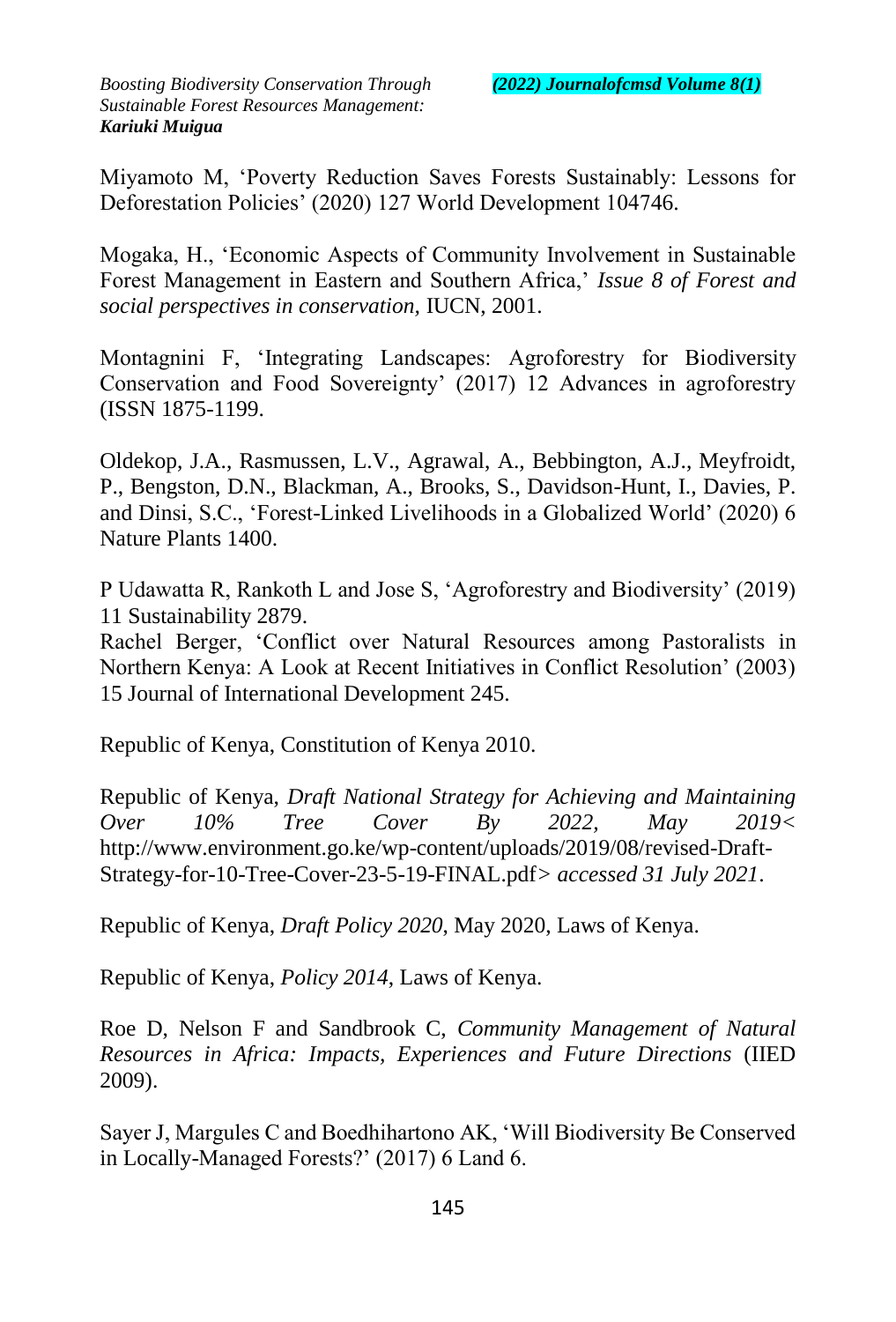Miyamoto M, 'Poverty Reduction Saves Forests Sustainably: Lessons for Deforestation Policies' (2020) 127 World Development 104746.

Mogaka, H., 'Economic Aspects of Community Involvement in Sustainable Forest Management in Eastern and Southern Africa,' *Issue 8 of Forest and social perspectives in conservation,* IUCN, 2001.

Montagnini F, 'Integrating Landscapes: Agroforestry for Biodiversity Conservation and Food Sovereignty' (2017) 12 Advances in agroforestry (ISSN 1875-1199.

Oldekop, J.A., Rasmussen, L.V., Agrawal, A., Bebbington, A.J., Meyfroidt, P., Bengston, D.N., Blackman, A., Brooks, S., Davidson-Hunt, I., Davies, P. and Dinsi, S.C., 'Forest-Linked Livelihoods in a Globalized World' (2020) 6 Nature Plants 1400.

P Udawatta R, Rankoth L and Jose S, 'Agroforestry and Biodiversity' (2019) 11 Sustainability 2879.
Rachel Berger, 'Conflict over Natural Resources among Pastoralists in Northern Kenya: A Look at Recent Initiatives in Conflict Resolution' (2003) 15 Journal of International Development 245.

Republic of Kenya, Constitution of Kenya 2010.

Republic of Kenya, *Draft National Strategy for Achieving and Maintaining Over 10% Tree Cover By 2022, May 2019*< http://www.environment.go.ke/wp-content/uploads/2019/08/revised-Draft-Strategy-for-10-Tree-Cover-23-5-19-FINAL.pdf> *accessed 31 July 2021*.

Republic of Kenya, *Draft Policy 2020*, May 2020, Laws of Kenya.

Republic of Kenya, *Policy 2014*, Laws of Kenya.

Roe D, Nelson F and Sandbrook C, *Community Management of Natural Resources in Africa: Impacts, Experiences and Future Directions* (IIED 2009).

Sayer J, Margules C and Boedhihartono AK, 'Will Biodiversity Be Conserved in Locally-Managed Forests?' (2017) 6 Land 6.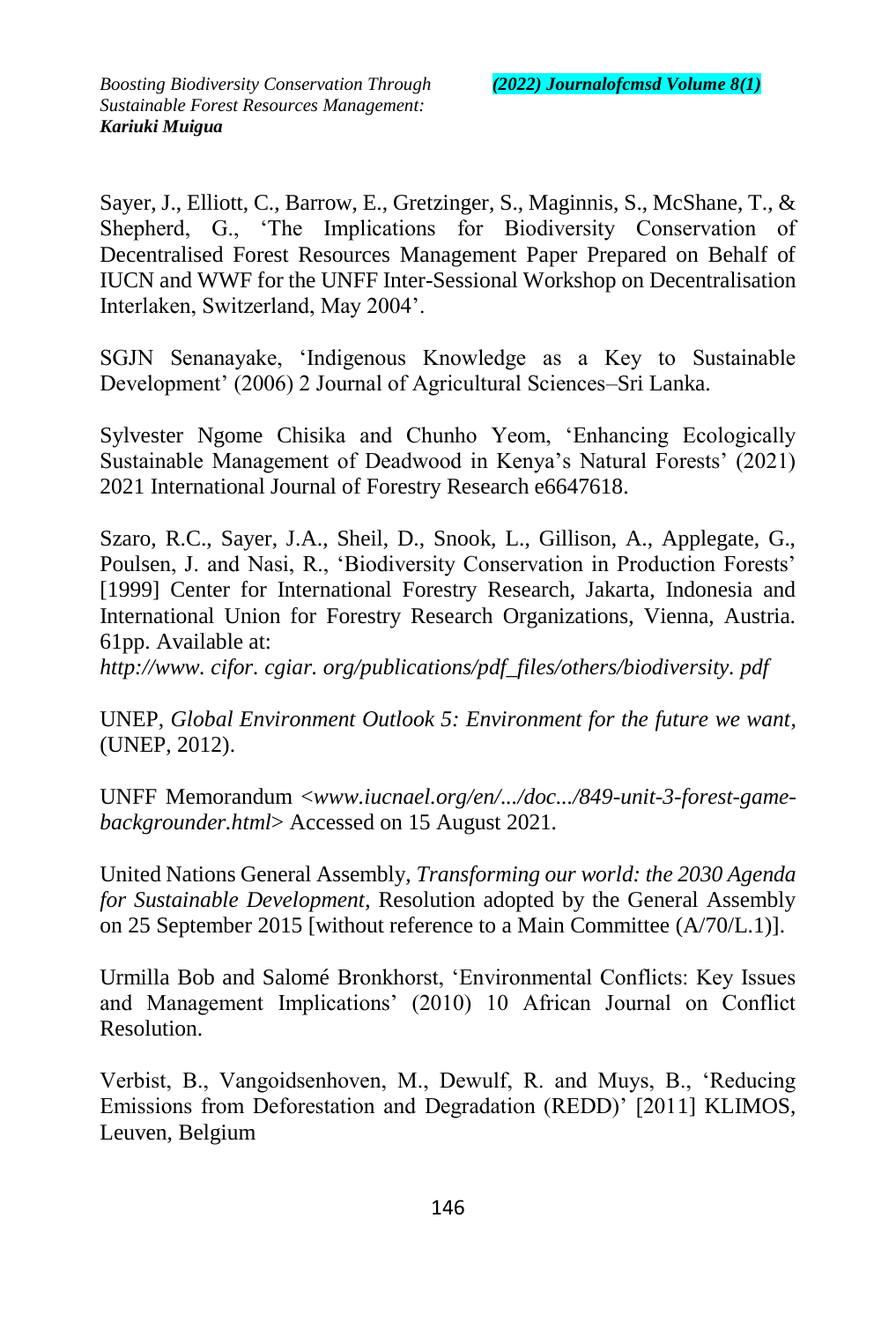Sayer, J., Elliott, C., Barrow, E., Gretzinger, S., Maginnis, S., McShane, T., & Shepherd, G., 'The Implications for Biodiversity Conservation of Decentralised Forest Resources Management Paper Prepared on Behalf of IUCN and WWF for the UNFF Inter-Sessional Workshop on Decentralisation Interlaken, Switzerland, May 2004'.

SGJN Senanayake, 'Indigenous Knowledge as a Key to Sustainable Development' (2006) 2 Journal of Agricultural Sciences–Sri Lanka.

Sylvester Ngome Chisika and Chunho Yeom, 'Enhancing Ecologically Sustainable Management of Deadwood in Kenya's Natural Forests' (2021) 2021 International Journal of Forestry Research e6647618.

Szaro, R.C., Sayer, J.A., Sheil, D., Snook, L., Gillison, A., Applegate, G., Poulsen, J. and Nasi, R., 'Biodiversity Conservation in Production Forests' [1999] Center for International Forestry Research, Jakarta, Indonesia and International Union for Forestry Research Organizations, Vienna, Austria. 61pp. Available at:
*http://www. cifor. cgiar. org/publications/pdf_files/others/biodiversity. pdf*

UNEP, *Global Environment Outlook 5: Environment for the future we want*, (UNEP, 2012).

UNFF Memorandum <*www.iucnael.org/en/.../doc.../849-unit-3-forest-game-backgrounder.html*> Accessed on 15 August 2021.

United Nations General Assembly, *Transforming our world: the 2030 Agenda for Sustainable Development*, Resolution adopted by the General Assembly on 25 September 2015 [without reference to a Main Committee (A/70/L.1)].

Urmilla Bob and Salomé Bronkhorst, 'Environmental Conflicts: Key Issues and Management Implications' (2010) 10 African Journal on Conflict Resolution.

Verbist, B., Vangoidsenhoven, M., Dewulf, R. and Muys, B., 'Reducing Emissions from Deforestation and Degradation (REDD)' [2011] KLIMOS, Leuven, Belgium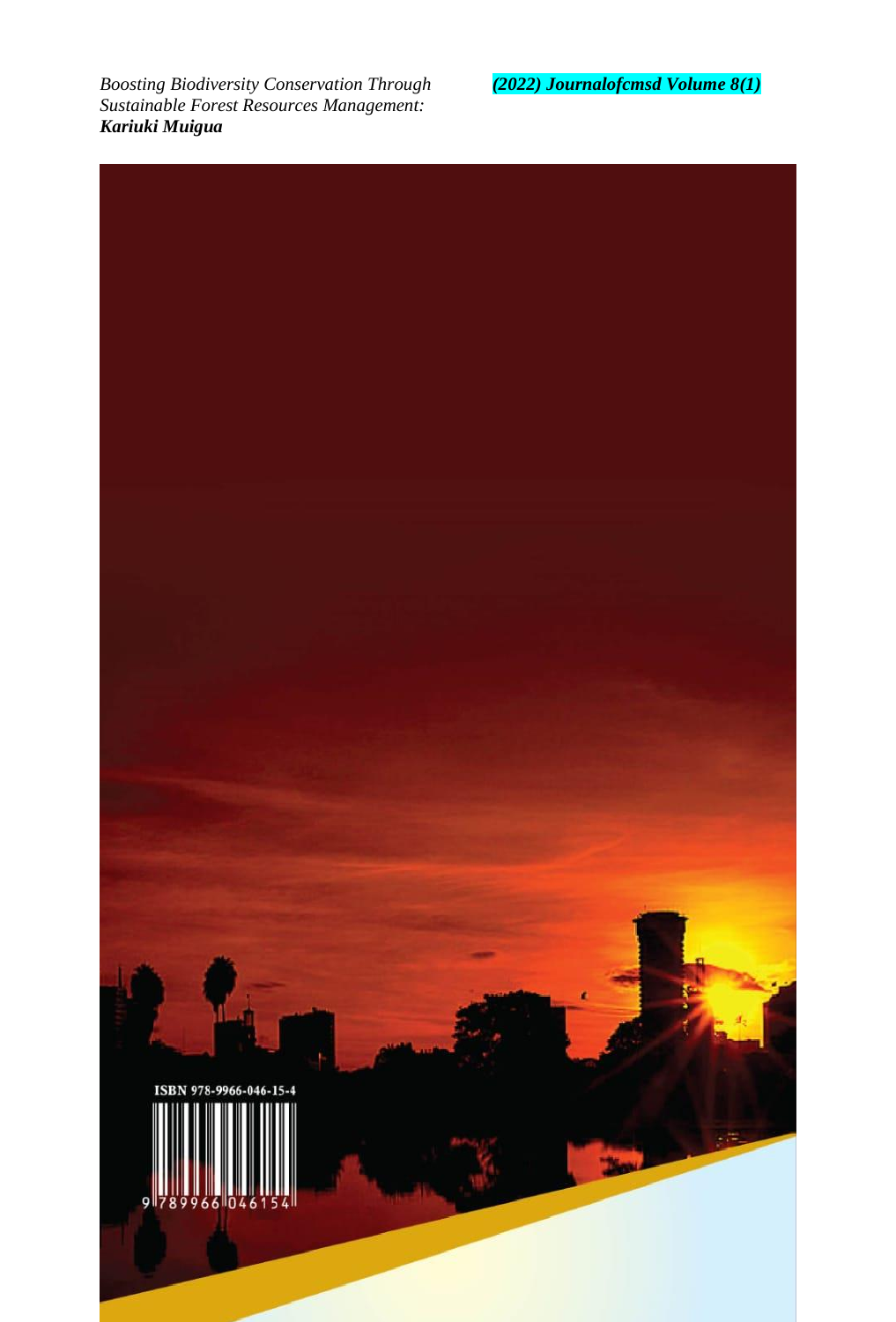ISBN 978-9966-046-15-4

9 789966 046154